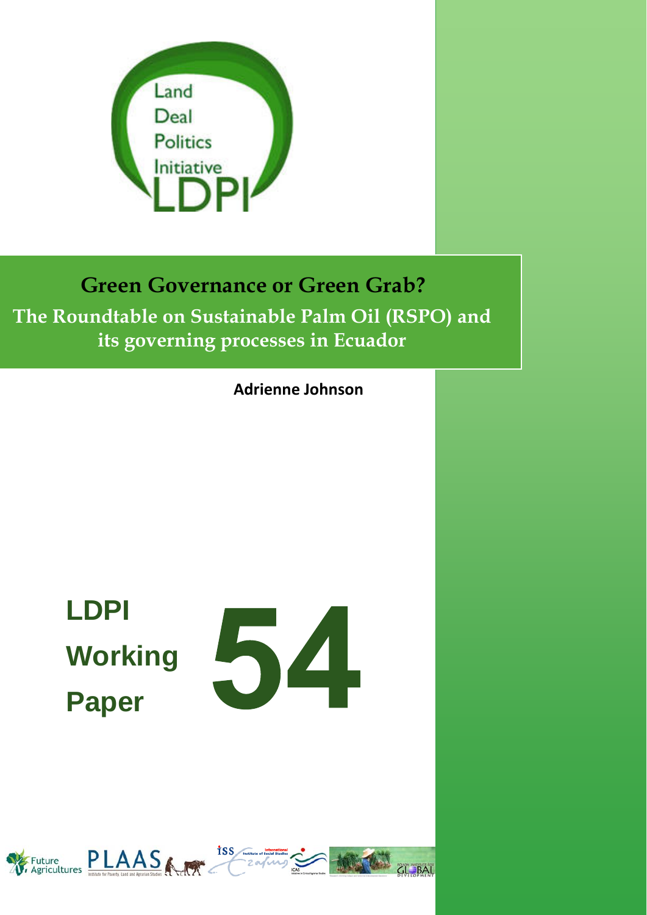Land Deal Politics Initiative

LDPI

# Green Governance or Green Grab?

## The Roundtable on Sustainable Palm Oil (RSPO) and its governing processes in Ecuador

**Adrienne Johnson**

**LDPI Working Paper 54**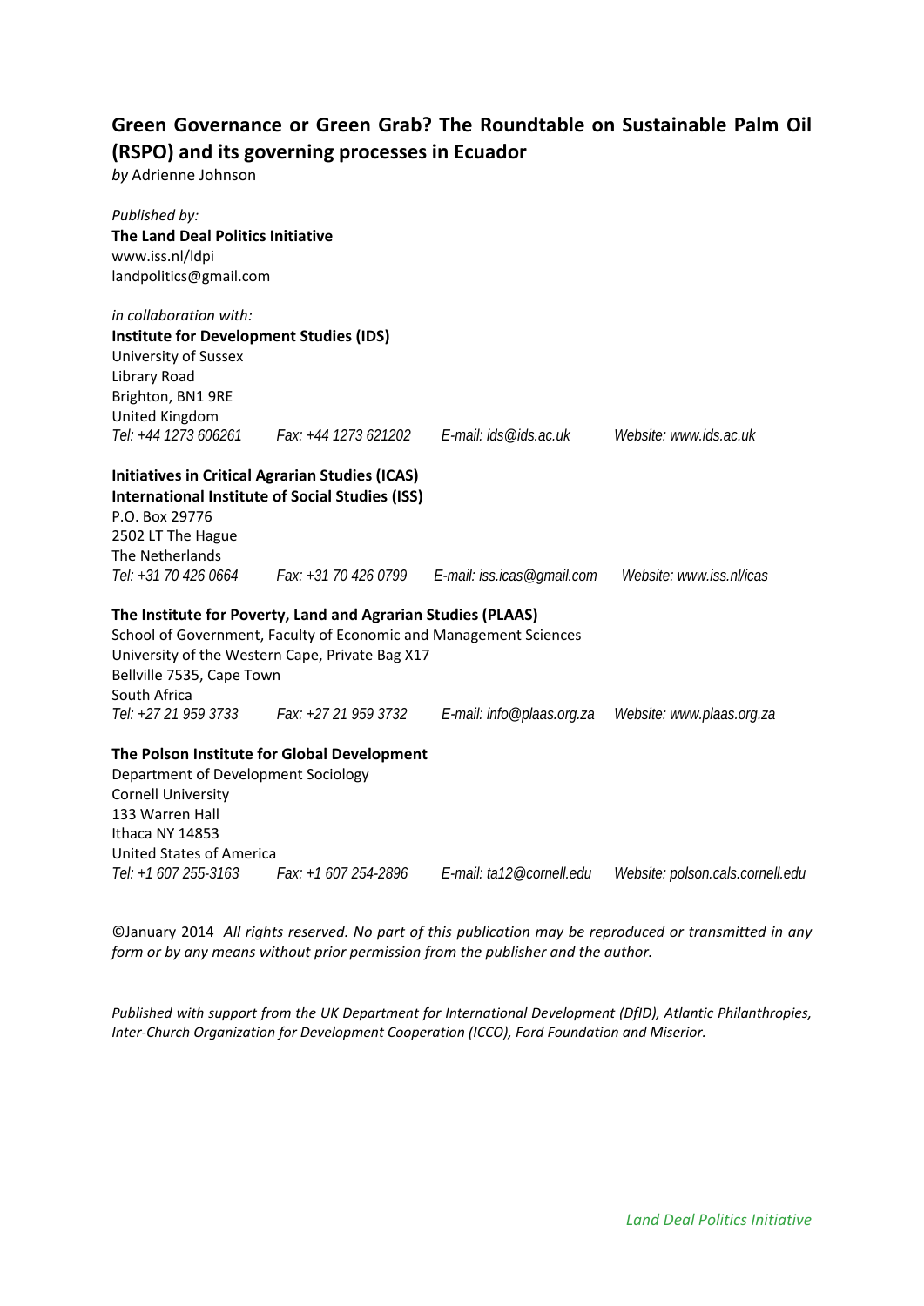## Green Governance or Green Grab? The Roundtable on Sustainable Palm Oil (RSPO) and its governing processes in Ecuador

*by* Adrienne Johnson

*Published by:*
**The Land Deal Politics Initiative**
www.iss.nl/ldpi
landpolitics@gmail.com

*in collaboration with:*
**Institute for Development Studies (IDS)**
University of Sussex
Library Road
Brighton, BN1 9RE
United Kingdom
*Tel: +44 1273 606261 Fax: +44 1273 621202 E-mail: ids@ids.ac.uk Website: www.ids.ac.uk*

**Initiatives in Critical Agrarian Studies (ICAS)**
**International Institute of Social Studies (ISS)**
P.O. Box 29776
2502 LT The Hague
The Netherlands
*Tel: +31 70 426 0664 Fax: +31 70 426 0799 E-mail: iss.icas@gmail.com Website: www.iss.nl/icas*

**The Institute for Poverty, Land and Agrarian Studies (PLAAS)**
School of Government, Faculty of Economic and Management Sciences
University of the Western Cape, Private Bag X17
Bellville 7535, Cape Town
South Africa
*Tel: +27 21 959 3733 Fax: +27 21 959 3732 E-mail: info@plaas.org.za Website: www.plaas.org.za*

**The Polson Institute for Global Development**
Department of Development Sociology
Cornell University
133 Warren Hall
Ithaca NY 14853
United States of America
*Tel: +1 607 255-3163 Fax: +1 607 254-2896 E-mail: ta12@cornell.edu Website: polson.cals.cornell.edu*

©January 2014 *All rights reserved. No part of this publication may be reproduced or transmitted in any form or by any means without prior permission from the publisher and the author.*

*Published with support from the UK Department for International Development (DfID), Atlantic Philanthropies, Inter-Church Organization for Development Cooperation (ICCO), Ford Foundation and Miserior.*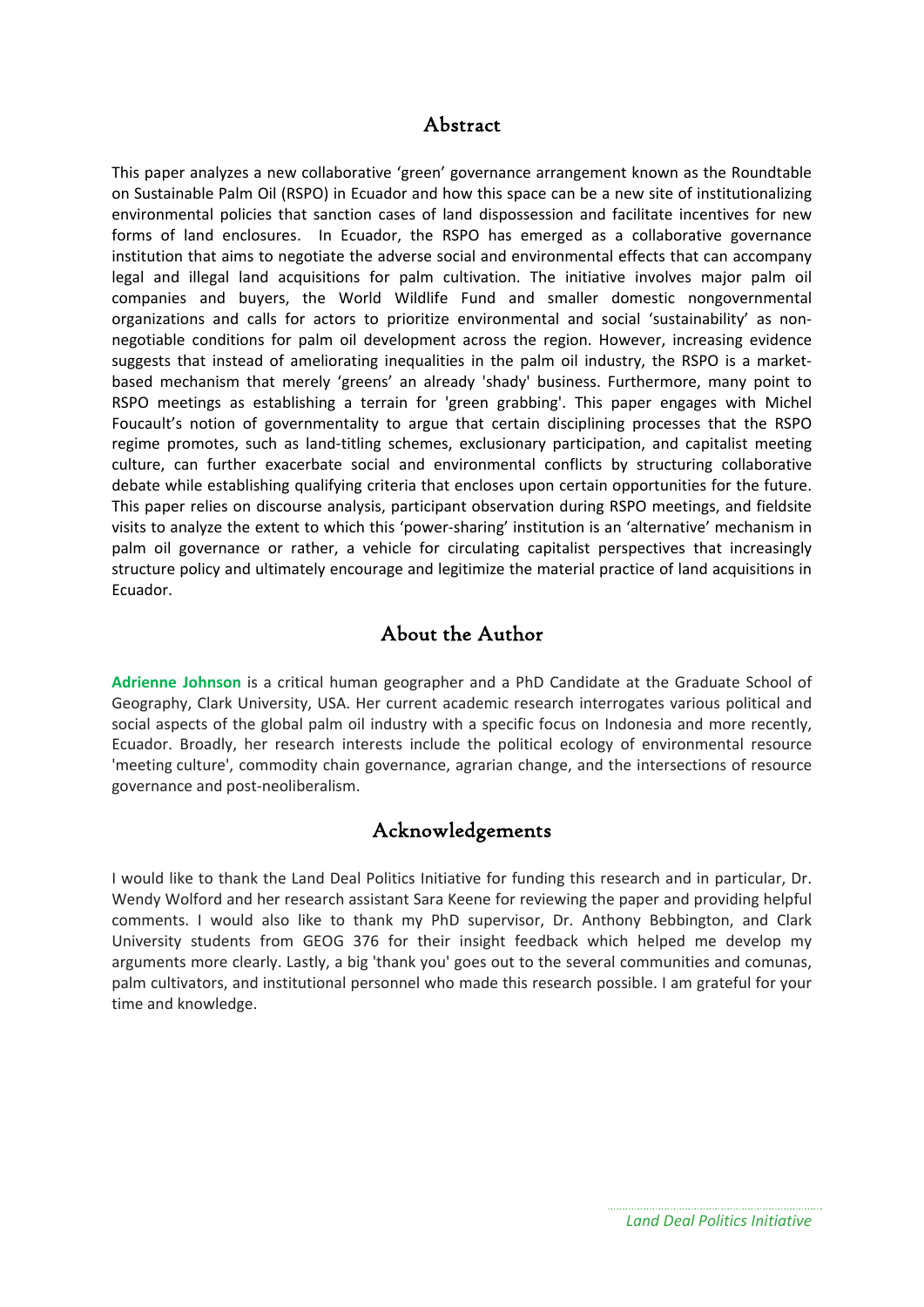## Abstract

This paper analyzes a new collaborative 'green' governance arrangement known as the Roundtable on Sustainable Palm Oil (RSPO) in Ecuador and how this space can be a new site of institutionalizing environmental policies that sanction cases of land dispossession and facilitate incentives for new forms of land enclosures. In Ecuador, the RSPO has emerged as a collaborative governance institution that aims to negotiate the adverse social and environmental effects that can accompany legal and illegal land acquisitions for palm cultivation. The initiative involves major palm oil companies and buyers, the World Wildlife Fund and smaller domestic nongovernmental organizations and calls for actors to prioritize environmental and social 'sustainability' as non-negotiable conditions for palm oil development across the region. However, increasing evidence suggests that instead of ameliorating inequalities in the palm oil industry, the RSPO is a market-based mechanism that merely 'greens' an already 'shady' business. Furthermore, many point to RSPO meetings as establishing a terrain for 'green grabbing'. This paper engages with Michel Foucault's notion of governmentality to argue that certain disciplining processes that the RSPO regime promotes, such as land-titling schemes, exclusionary participation, and capitalist meeting culture, can further exacerbate social and environmental conflicts by structuring collaborative debate while establishing qualifying criteria that encloses upon certain opportunities for the future. This paper relies on discourse analysis, participant observation during RSPO meetings, and fieldsite visits to analyze the extent to which this 'power-sharing' institution is an 'alternative' mechanism in palm oil governance or rather, a vehicle for circulating capitalist perspectives that increasingly structure policy and ultimately encourage and legitimize the material practice of land acquisitions in Ecuador.

## About the Author

**Adrienne Johnson** is a critical human geographer and a PhD Candidate at the Graduate School of Geography, Clark University, USA. Her current academic research interrogates various political and social aspects of the global palm oil industry with a specific focus on Indonesia and more recently, Ecuador. Broadly, her research interests include the political ecology of environmental resource 'meeting culture', commodity chain governance, agrarian change, and the intersections of resource governance and post-neoliberalism.

## Acknowledgements

I would like to thank the Land Deal Politics Initiative for funding this research and in particular, Dr. Wendy Wolford and her research assistant Sara Keene for reviewing the paper and providing helpful comments. I would also like to thank my PhD supervisor, Dr. Anthony Bebbington, and Clark University students from GEOG 376 for their insight feedback which helped me develop my arguments more clearly. Lastly, a big 'thank you' goes out to the several communities and comunas, palm cultivators, and institutional personnel who made this research possible. I am grateful for your time and knowledge.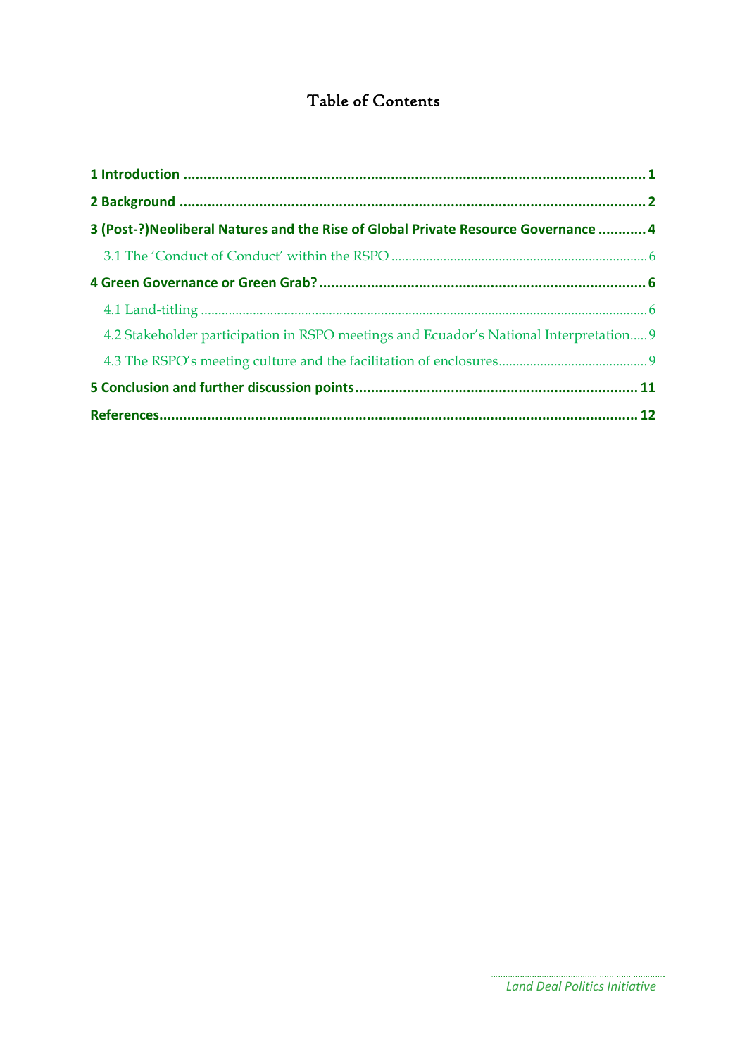# Table of Contents

1 Introduction ..... 1

2 Background ..... 2

3 (Post-?)Neoliberal Natures and the Rise of Global Private Resource Governance ..... 4

- 3.1 The 'Conduct of Conduct' within the RSPO ..... 6

4 Green Governance or Green Grab? ..... 6

- 4.1 Land-titling ..... 6
- 4.2 Stakeholder participation in RSPO meetings and Ecuador's National Interpretation ..... 9
- 4.3 The RSPO's meeting culture and the facilitation of enclosures ..... 9

5 Conclusion and further discussion points ..... 11

References ..... 12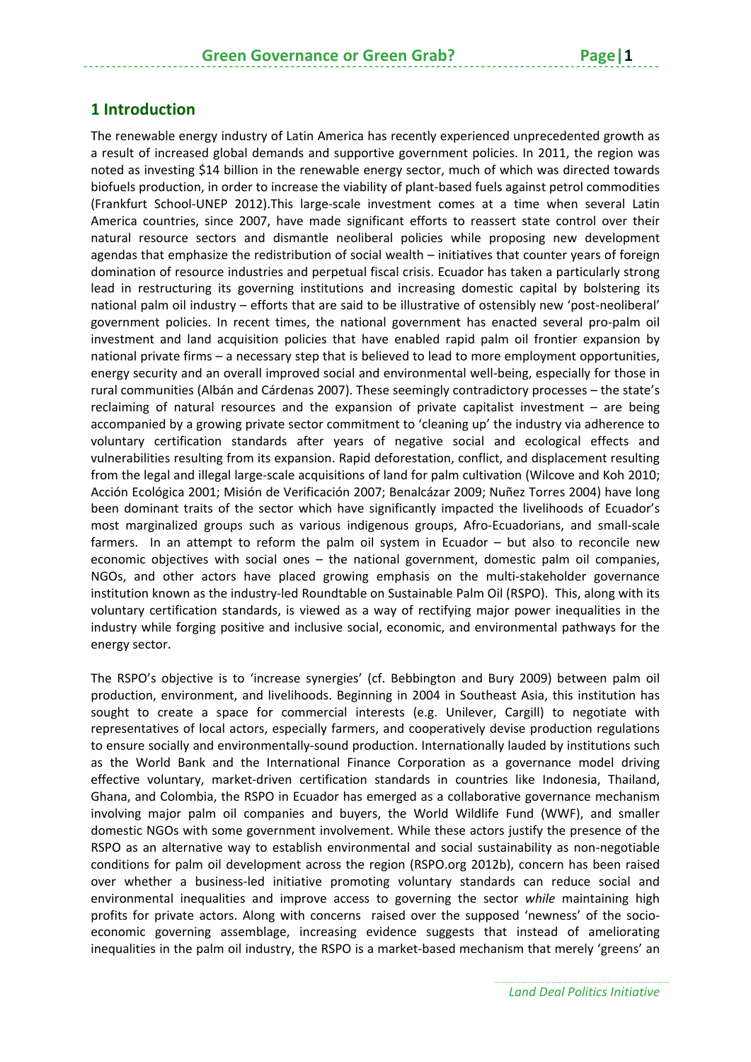## 1 Introduction

The renewable energy industry of Latin America has recently experienced unprecedented growth as a result of increased global demands and supportive government policies. In 2011, the region was noted as investing $14 billion in the renewable energy sector, much of which was directed towards biofuels production, in order to increase the viability of plant-based fuels against petrol commodities (Frankfurt School-UNEP 2012).This large-scale investment comes at a time when several Latin America countries, since 2007, have made significant efforts to reassert state control over their natural resource sectors and dismantle neoliberal policies while proposing new development agendas that emphasize the redistribution of social wealth – initiatives that counter years of foreign domination of resource industries and perpetual fiscal crisis. Ecuador has taken a particularly strong lead in restructuring its governing institutions and increasing domestic capital by bolstering its national palm oil industry – efforts that are said to be illustrative of ostensibly new 'post-neoliberal' government policies. In recent times, the national government has enacted several pro-palm oil investment and land acquisition policies that have enabled rapid palm oil frontier expansion by national private firms – a necessary step that is believed to lead to more employment opportunities, energy security and an overall improved social and environmental well-being, especially for those in rural communities (Albán and Cárdenas 2007). These seemingly contradictory processes – the state's reclaiming of natural resources and the expansion of private capitalist investment – are being accompanied by a growing private sector commitment to 'cleaning up' the industry via adherence to voluntary certification standards after years of negative social and ecological effects and vulnerabilities resulting from its expansion. Rapid deforestation, conflict, and displacement resulting from the legal and illegal large-scale acquisitions of land for palm cultivation (Wilcove and Koh 2010; Acción Ecológica 2001; Misión de Verificación 2007; Benalcázar 2009; Nuñez Torres 2004) have long been dominant traits of the sector which have significantly impacted the livelihoods of Ecuador's most marginalized groups such as various indigenous groups, Afro-Ecuadorians, and small-scale farmers. In an attempt to reform the palm oil system in Ecuador – but also to reconcile new economic objectives with social ones – the national government, domestic palm oil companies, NGOs, and other actors have placed growing emphasis on the multi-stakeholder governance institution known as the industry-led Roundtable on Sustainable Palm Oil (RSPO). This, along with its voluntary certification standards, is viewed as a way of rectifying major power inequalities in the industry while forging positive and inclusive social, economic, and environmental pathways for the energy sector.

The RSPO's objective is to 'increase synergies' (cf. Bebbington and Bury 2009) between palm oil production, environment, and livelihoods. Beginning in 2004 in Southeast Asia, this institution has sought to create a space for commercial interests (e.g. Unilever, Cargill) to negotiate with representatives of local actors, especially farmers, and cooperatively devise production regulations to ensure socially and environmentally-sound production. Internationally lauded by institutions such as the World Bank and the International Finance Corporation as a governance model driving effective voluntary, market-driven certification standards in countries like Indonesia, Thailand, Ghana, and Colombia, the RSPO in Ecuador has emerged as a collaborative governance mechanism involving major palm oil companies and buyers, the World Wildlife Fund (WWF), and smaller domestic NGOs with some government involvement. While these actors justify the presence of the RSPO as an alternative way to establish environmental and social sustainability as non-negotiable conditions for palm oil development across the region (RSPO.org 2012b), concern has been raised over whether a business-led initiative promoting voluntary standards can reduce social and environmental inequalities and improve access to governing the sector *while* maintaining high profits for private actors. Along with concerns raised over the supposed 'newness' of the socio-economic governing assemblage, increasing evidence suggests that instead of ameliorating inequalities in the palm oil industry, the RSPO is a market-based mechanism that merely 'greens' an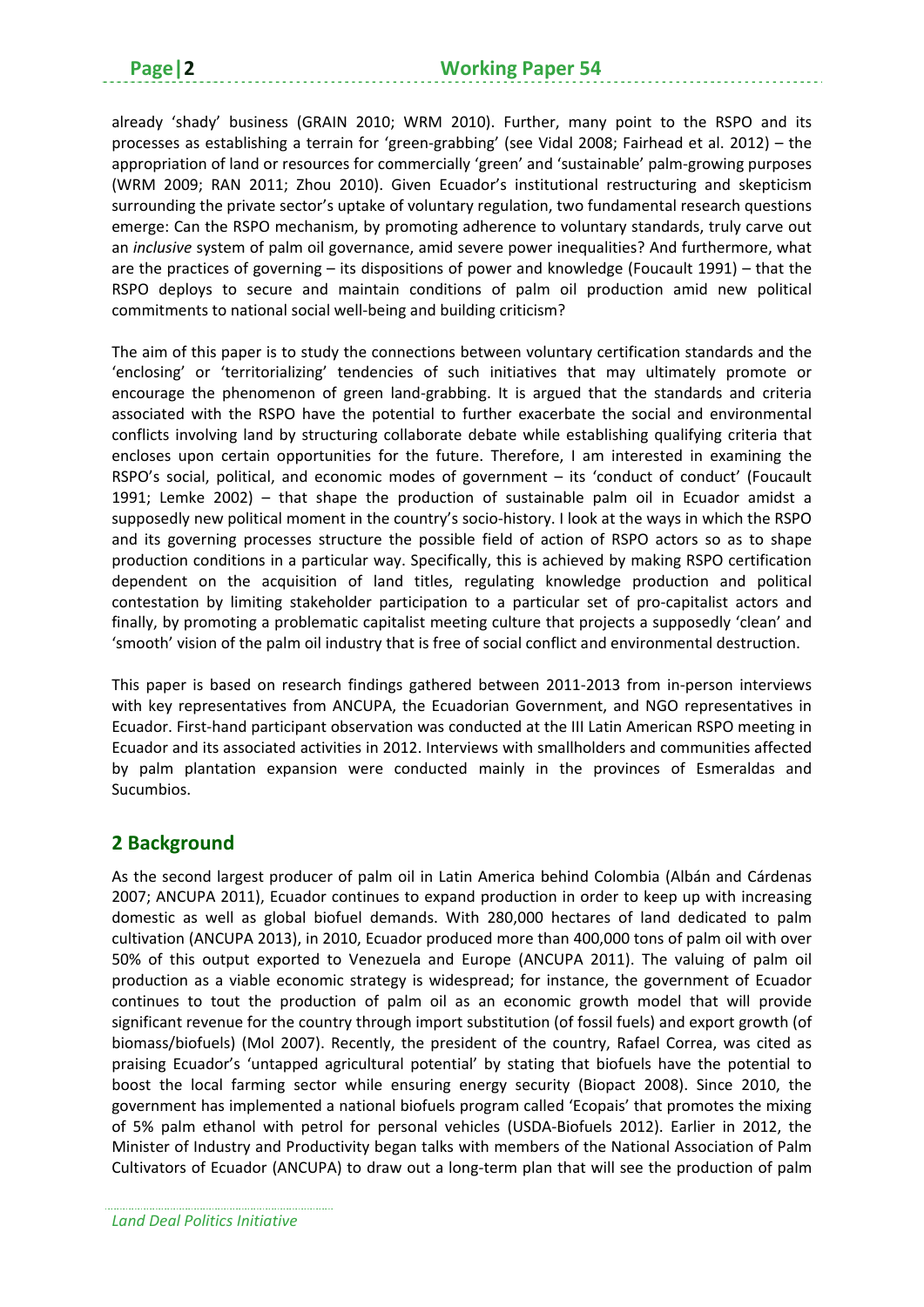already 'shady' business (GRAIN 2010; WRM 2010). Further, many point to the RSPO and its processes as establishing a terrain for 'green-grabbing' (see Vidal 2008; Fairhead et al. 2012) – the appropriation of land or resources for commercially 'green' and 'sustainable' palm-growing purposes (WRM 2009; RAN 2011; Zhou 2010). Given Ecuador's institutional restructuring and skepticism surrounding the private sector's uptake of voluntary regulation, two fundamental research questions emerge: Can the RSPO mechanism, by promoting adherence to voluntary standards, truly carve out an *inclusive* system of palm oil governance, amid severe power inequalities? And furthermore, what are the practices of governing – its dispositions of power and knowledge (Foucault 1991) – that the RSPO deploys to secure and maintain conditions of palm oil production amid new political commitments to national social well-being and building criticism?

The aim of this paper is to study the connections between voluntary certification standards and the 'enclosing' or 'territorializing' tendencies of such initiatives that may ultimately promote or encourage the phenomenon of green land-grabbing. It is argued that the standards and criteria associated with the RSPO have the potential to further exacerbate the social and environmental conflicts involving land by structuring collaborate debate while establishing qualifying criteria that encloses upon certain opportunities for the future. Therefore, I am interested in examining the RSPO's social, political, and economic modes of government – its 'conduct of conduct' (Foucault 1991; Lemke 2002) – that shape the production of sustainable palm oil in Ecuador amidst a supposedly new political moment in the country's socio-history. I look at the ways in which the RSPO and its governing processes structure the possible field of action of RSPO actors so as to shape production conditions in a particular way. Specifically, this is achieved by making RSPO certification dependent on the acquisition of land titles, regulating knowledge production and political contestation by limiting stakeholder participation to a particular set of pro-capitalist actors and finally, by promoting a problematic capitalist meeting culture that projects a supposedly 'clean' and 'smooth' vision of the palm oil industry that is free of social conflict and environmental destruction.

This paper is based on research findings gathered between 2011-2013 from in-person interviews with key representatives from ANCUPA, the Ecuadorian Government, and NGO representatives in Ecuador. First-hand participant observation was conducted at the III Latin American RSPO meeting in Ecuador and its associated activities in 2012. Interviews with smallholders and communities affected by palm plantation expansion were conducted mainly in the provinces of Esmeraldas and Sucumbios.

## 2 Background

As the second largest producer of palm oil in Latin America behind Colombia (Albán and Cárdenas 2007; ANCUPA 2011), Ecuador continues to expand production in order to keep up with increasing domestic as well as global biofuel demands. With 280,000 hectares of land dedicated to palm cultivation (ANCUPA 2013), in 2010, Ecuador produced more than 400,000 tons of palm oil with over 50% of this output exported to Venezuela and Europe (ANCUPA 2011). The valuing of palm oil production as a viable economic strategy is widespread; for instance, the government of Ecuador continues to tout the production of palm oil as an economic growth model that will provide significant revenue for the country through import substitution (of fossil fuels) and export growth (of biomass/biofuels) (Mol 2007). Recently, the president of the country, Rafael Correa, was cited as praising Ecuador's 'untapped agricultural potential' by stating that biofuels have the potential to boost the local farming sector while ensuring energy security (Biopact 2008). Since 2010, the government has implemented a national biofuels program called 'Ecopais' that promotes the mixing of 5% palm ethanol with petrol for personal vehicles (USDA-Biofuels 2012). Earlier in 2012, the Minister of Industry and Productivity began talks with members of the National Association of Palm Cultivators of Ecuador (ANCUPA) to draw out a long-term plan that will see the production of palm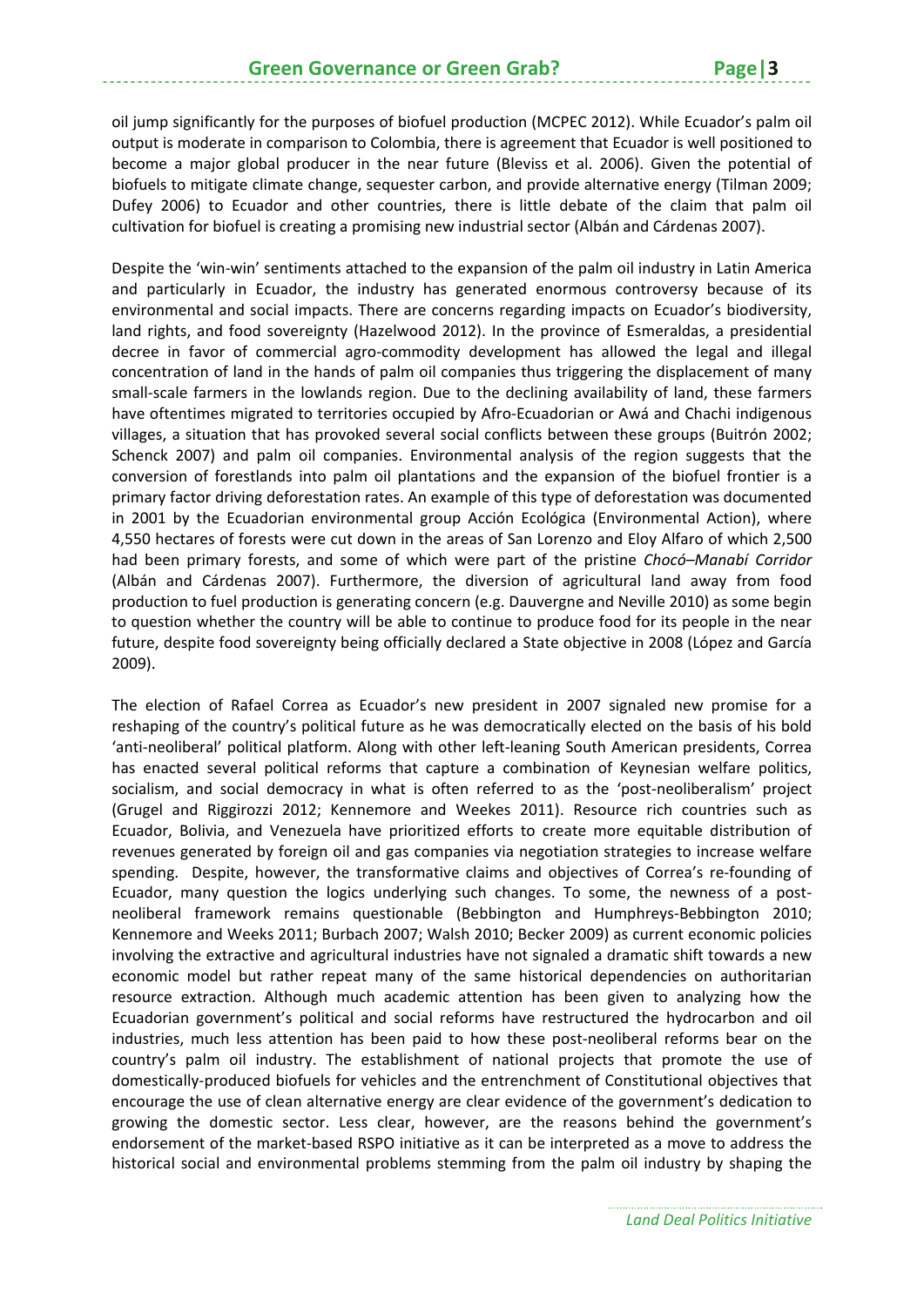oil jump significantly for the purposes of biofuel production (MCPEC 2012). While Ecuador's palm oil output is moderate in comparison to Colombia, there is agreement that Ecuador is well positioned to become a major global producer in the near future (Bleviss et al. 2006). Given the potential of biofuels to mitigate climate change, sequester carbon, and provide alternative energy (Tilman 2009; Dufey 2006) to Ecuador and other countries, there is little debate of the claim that palm oil cultivation for biofuel is creating a promising new industrial sector (Albán and Cárdenas 2007).

Despite the 'win-win' sentiments attached to the expansion of the palm oil industry in Latin America and particularly in Ecuador, the industry has generated enormous controversy because of its environmental and social impacts. There are concerns regarding impacts on Ecuador's biodiversity, land rights, and food sovereignty (Hazelwood 2012). In the province of Esmeraldas, a presidential decree in favor of commercial agro-commodity development has allowed the legal and illegal concentration of land in the hands of palm oil companies thus triggering the displacement of many small-scale farmers in the lowlands region. Due to the declining availability of land, these farmers have oftentimes migrated to territories occupied by Afro-Ecuadorian or Awá and Chachi indigenous villages, a situation that has provoked several social conflicts between these groups (Buitrón 2002; Schenck 2007) and palm oil companies. Environmental analysis of the region suggests that the conversion of forestlands into palm oil plantations and the expansion of the biofuel frontier is a primary factor driving deforestation rates. An example of this type of deforestation was documented in 2001 by the Ecuadorian environmental group Acción Ecológica (Environmental Action), where 4,550 hectares of forests were cut down in the areas of San Lorenzo and Eloy Alfaro of which 2,500 had been primary forests, and some of which were part of the pristine *Chocó–Manabí Corridor* (Albán and Cárdenas 2007). Furthermore, the diversion of agricultural land away from food production to fuel production is generating concern (e.g. Dauvergne and Neville 2010) as some begin to question whether the country will be able to continue to produce food for its people in the near future, despite food sovereignty being officially declared a State objective in 2008 (López and García 2009).

The election of Rafael Correa as Ecuador's new president in 2007 signaled new promise for a reshaping of the country's political future as he was democratically elected on the basis of his bold 'anti-neoliberal' political platform. Along with other left-leaning South American presidents, Correa has enacted several political reforms that capture a combination of Keynesian welfare politics, socialism, and social democracy in what is often referred to as the 'post-neoliberalism' project (Grugel and Riggirozzi 2012; Kennemore and Weekes 2011). Resource rich countries such as Ecuador, Bolivia, and Venezuela have prioritized efforts to create more equitable distribution of revenues generated by foreign oil and gas companies via negotiation strategies to increase welfare spending. Despite, however, the transformative claims and objectives of Correa's re-founding of Ecuador, many question the logics underlying such changes. To some, the newness of a post-neoliberal framework remains questionable (Bebbington and Humphreys-Bebbington 2010; Kennemore and Weeks 2011; Burbach 2007; Walsh 2010; Becker 2009) as current economic policies involving the extractive and agricultural industries have not signaled a dramatic shift towards a new economic model but rather repeat many of the same historical dependencies on authoritarian resource extraction. Although much academic attention has been given to analyzing how the Ecuadorian government's political and social reforms have restructured the hydrocarbon and oil industries, much less attention has been paid to how these post-neoliberal reforms bear on the country's palm oil industry. The establishment of national projects that promote the use of domestically-produced biofuels for vehicles and the entrenchment of Constitutional objectives that encourage the use of clean alternative energy are clear evidence of the government's dedication to growing the domestic sector. Less clear, however, are the reasons behind the government's endorsement of the market-based RSPO initiative as it can be interpreted as a move to address the historical social and environmental problems stemming from the palm oil industry by shaping the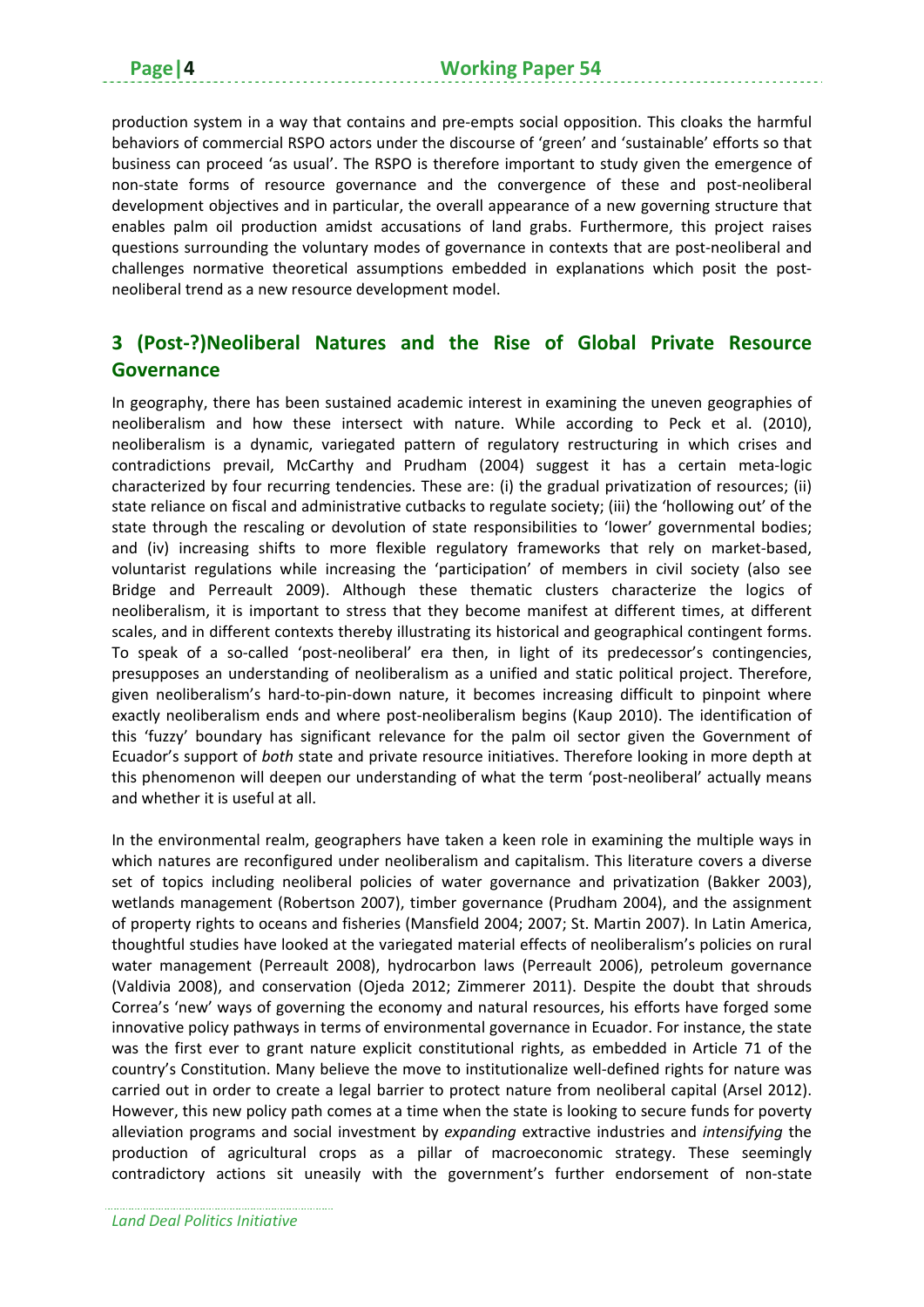production system in a way that contains and pre-empts social opposition. This cloaks the harmful behaviors of commercial RSPO actors under the discourse of 'green' and 'sustainable' efforts so that business can proceed 'as usual'. The RSPO is therefore important to study given the emergence of non-state forms of resource governance and the convergence of these and post-neoliberal development objectives and in particular, the overall appearance of a new governing structure that enables palm oil production amidst accusations of land grabs. Furthermore, this project raises questions surrounding the voluntary modes of governance in contexts that are post-neoliberal and challenges normative theoretical assumptions embedded in explanations which posit the post-neoliberal trend as a new resource development model.

## 3 (Post-?)Neoliberal Natures and the Rise of Global Private Resource Governance

In geography, there has been sustained academic interest in examining the uneven geographies of neoliberalism and how these intersect with nature. While according to Peck et al. (2010), neoliberalism is a dynamic, variegated pattern of regulatory restructuring in which crises and contradictions prevail, McCarthy and Prudham (2004) suggest it has a certain meta-logic characterized by four recurring tendencies. These are: (i) the gradual privatization of resources; (ii) state reliance on fiscal and administrative cutbacks to regulate society; (iii) the 'hollowing out' of the state through the rescaling or devolution of state responsibilities to 'lower' governmental bodies; and (iv) increasing shifts to more flexible regulatory frameworks that rely on market-based, voluntarist regulations while increasing the 'participation' of members in civil society (also see Bridge and Perreault 2009). Although these thematic clusters characterize the logics of neoliberalism, it is important to stress that they become manifest at different times, at different scales, and in different contexts thereby illustrating its historical and geographical contingent forms. To speak of a so-called 'post-neoliberal' era then, in light of its predecessor's contingencies, presupposes an understanding of neoliberalism as a unified and static political project. Therefore, given neoliberalism's hard-to-pin-down nature, it becomes increasing difficult to pinpoint where exactly neoliberalism ends and where post-neoliberalism begins (Kaup 2010). The identification of this 'fuzzy' boundary has significant relevance for the palm oil sector given the Government of Ecuador's support of *both* state and private resource initiatives. Therefore looking in more depth at this phenomenon will deepen our understanding of what the term 'post-neoliberal' actually means and whether it is useful at all.

In the environmental realm, geographers have taken a keen role in examining the multiple ways in which natures are reconfigured under neoliberalism and capitalism. This literature covers a diverse set of topics including neoliberal policies of water governance and privatization (Bakker 2003), wetlands management (Robertson 2007), timber governance (Prudham 2004), and the assignment of property rights to oceans and fisheries (Mansfield 2004; 2007; St. Martin 2007). In Latin America, thoughtful studies have looked at the variegated material effects of neoliberalism's policies on rural water management (Perreault 2008), hydrocarbon laws (Perreault 2006), petroleum governance (Valdivia 2008), and conservation (Ojeda 2012; Zimmerer 2011). Despite the doubt that shrouds Correa's 'new' ways of governing the economy and natural resources, his efforts have forged some innovative policy pathways in terms of environmental governance in Ecuador. For instance, the state was the first ever to grant nature explicit constitutional rights, as embedded in Article 71 of the country's Constitution. Many believe the move to institutionalize well-defined rights for nature was carried out in order to create a legal barrier to protect nature from neoliberal capital (Arsel 2012). However, this new policy path comes at a time when the state is looking to secure funds for poverty alleviation programs and social investment by *expanding* extractive industries and *intensifying* the production of agricultural crops as a pillar of macroeconomic strategy. These seemingly contradictory actions sit uneasily with the government's further endorsement of non-state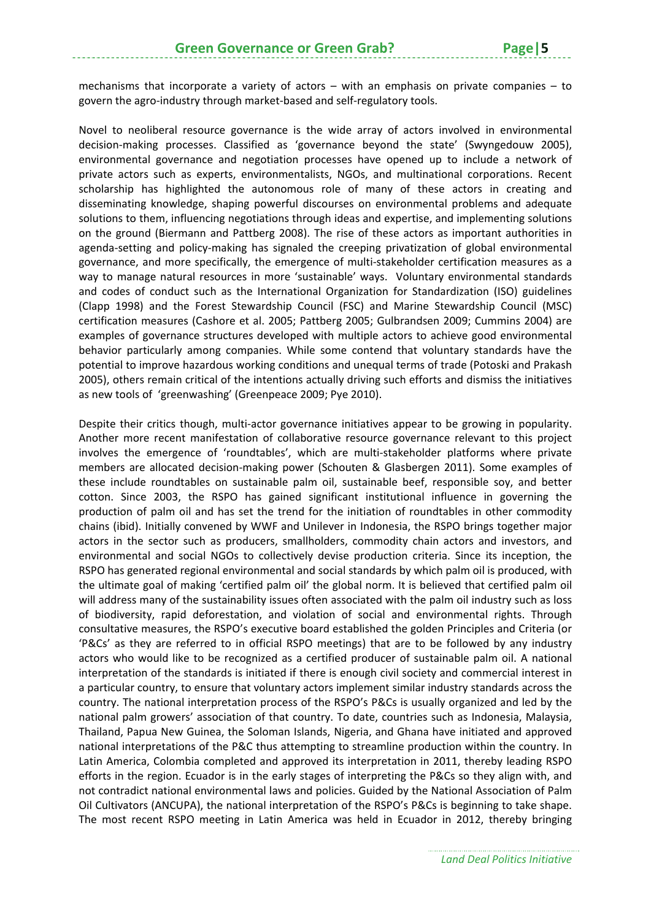mechanisms that incorporate a variety of actors – with an emphasis on private companies – to govern the agro-industry through market-based and self-regulatory tools.

Novel to neoliberal resource governance is the wide array of actors involved in environmental decision-making processes. Classified as 'governance beyond the state' (Swyngedouw 2005), environmental governance and negotiation processes have opened up to include a network of private actors such as experts, environmentalists, NGOs, and multinational corporations. Recent scholarship has highlighted the autonomous role of many of these actors in creating and disseminating knowledge, shaping powerful discourses on environmental problems and adequate solutions to them, influencing negotiations through ideas and expertise, and implementing solutions on the ground (Biermann and Pattberg 2008). The rise of these actors as important authorities in agenda-setting and policy-making has signaled the creeping privatization of global environmental governance, and more specifically, the emergence of multi-stakeholder certification measures as a way to manage natural resources in more 'sustainable' ways. Voluntary environmental standards and codes of conduct such as the International Organization for Standardization (ISO) guidelines (Clapp 1998) and the Forest Stewardship Council (FSC) and Marine Stewardship Council (MSC) certification measures (Cashore et al. 2005; Pattberg 2005; Gulbrandsen 2009; Cummins 2004) are examples of governance structures developed with multiple actors to achieve good environmental behavior particularly among companies. While some contend that voluntary standards have the potential to improve hazardous working conditions and unequal terms of trade (Potoski and Prakash 2005), others remain critical of the intentions actually driving such efforts and dismiss the initiatives as new tools of 'greenwashing' (Greenpeace 2009; Pye 2010).

Despite their critics though, multi-actor governance initiatives appear to be growing in popularity. Another more recent manifestation of collaborative resource governance relevant to this project involves the emergence of 'roundtables', which are multi-stakeholder platforms where private members are allocated decision-making power (Schouten & Glasbergen 2011). Some examples of these include roundtables on sustainable palm oil, sustainable beef, responsible soy, and better cotton. Since 2003, the RSPO has gained significant institutional influence in governing the production of palm oil and has set the trend for the initiation of roundtables in other commodity chains (ibid). Initially convened by WWF and Unilever in Indonesia, the RSPO brings together major actors in the sector such as producers, smallholders, commodity chain actors and investors, and environmental and social NGOs to collectively devise production criteria. Since its inception, the RSPO has generated regional environmental and social standards by which palm oil is produced, with the ultimate goal of making 'certified palm oil' the global norm. It is believed that certified palm oil will address many of the sustainability issues often associated with the palm oil industry such as loss of biodiversity, rapid deforestation, and violation of social and environmental rights. Through consultative measures, the RSPO's executive board established the golden Principles and Criteria (or 'P&Cs' as they are referred to in official RSPO meetings) that are to be followed by any industry actors who would like to be recognized as a certified producer of sustainable palm oil. A national interpretation of the standards is initiated if there is enough civil society and commercial interest in a particular country, to ensure that voluntary actors implement similar industry standards across the country. The national interpretation process of the RSPO's P&Cs is usually organized and led by the national palm growers' association of that country. To date, countries such as Indonesia, Malaysia, Thailand, Papua New Guinea, the Soloman Islands, Nigeria, and Ghana have initiated and approved national interpretations of the P&C thus attempting to streamline production within the country. In Latin America, Colombia completed and approved its interpretation in 2011, thereby leading RSPO efforts in the region. Ecuador is in the early stages of interpreting the P&Cs so they align with, and not contradict national environmental laws and policies. Guided by the National Association of Palm Oil Cultivators (ANCUPA), the national interpretation of the RSPO's P&Cs is beginning to take shape. The most recent RSPO meeting in Latin America was held in Ecuador in 2012, thereby bringing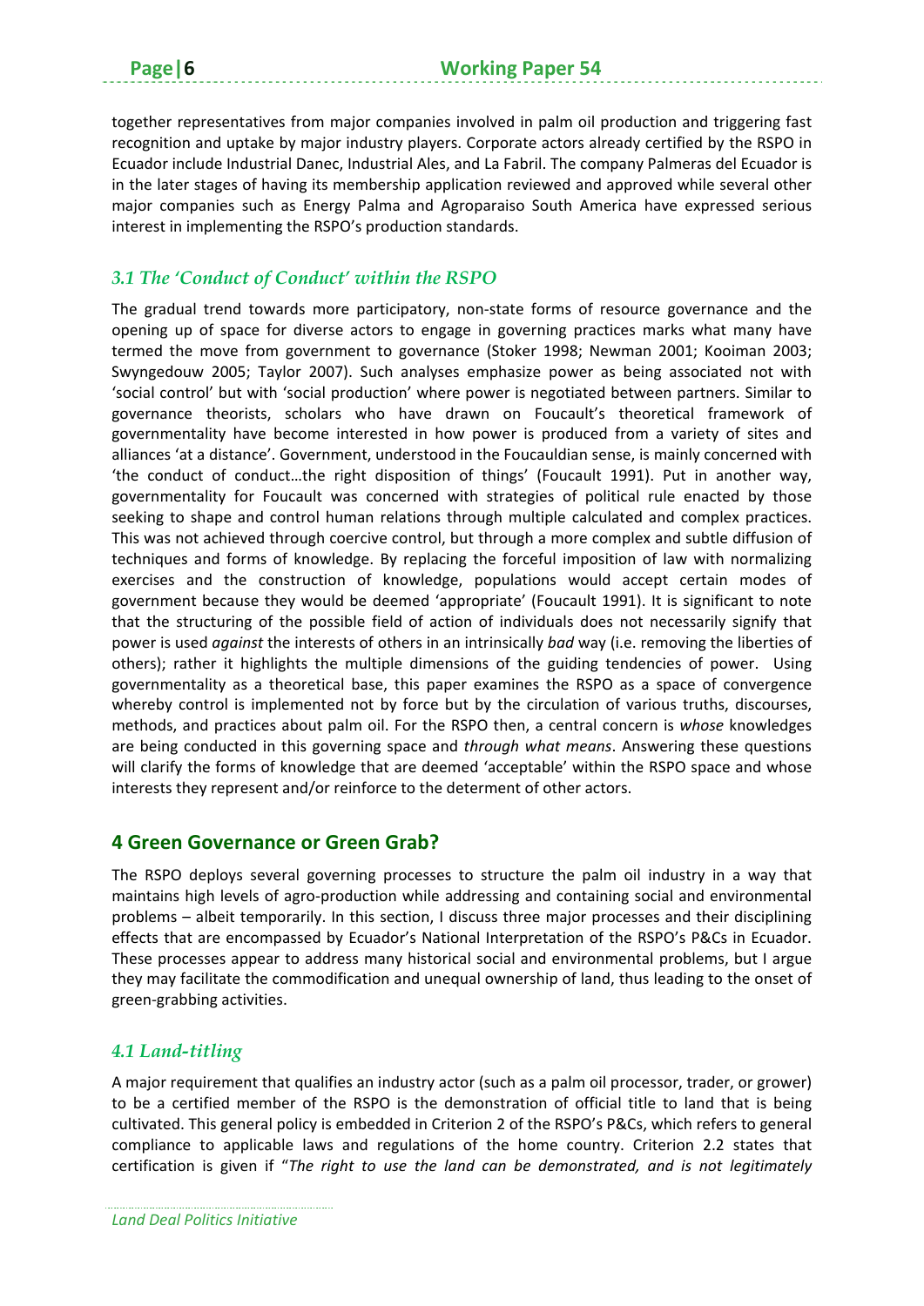together representatives from major companies involved in palm oil production and triggering fast recognition and uptake by major industry players. Corporate actors already certified by the RSPO in Ecuador include Industrial Danec, Industrial Ales, and La Fabril. The company Palmeras del Ecuador is in the later stages of having its membership application reviewed and approved while several other major companies such as Energy Palma and Agroparaiso South America have expressed serious interest in implementing the RSPO's production standards.

### *3.1 The 'Conduct of Conduct' within the RSPO*

The gradual trend towards more participatory, non-state forms of resource governance and the opening up of space for diverse actors to engage in governing practices marks what many have termed the move from government to governance (Stoker 1998; Newman 2001; Kooiman 2003; Swyngedouw 2005; Taylor 2007). Such analyses emphasize power as being associated not with 'social control' but with 'social production' where power is negotiated between partners. Similar to governance theorists, scholars who have drawn on Foucault's theoretical framework of governmentality have become interested in how power is produced from a variety of sites and alliances 'at a distance'. Government, understood in the Foucauldian sense, is mainly concerned with 'the conduct of conduct…the right disposition of things' (Foucault 1991). Put in another way, governmentality for Foucault was concerned with strategies of political rule enacted by those seeking to shape and control human relations through multiple calculated and complex practices. This was not achieved through coercive control, but through a more complex and subtle diffusion of techniques and forms of knowledge. By replacing the forceful imposition of law with normalizing exercises and the construction of knowledge, populations would accept certain modes of government because they would be deemed 'appropriate' (Foucault 1991). It is significant to note that the structuring of the possible field of action of individuals does not necessarily signify that power is used *against* the interests of others in an intrinsically *bad* way (i.e. removing the liberties of others); rather it highlights the multiple dimensions of the guiding tendencies of power. Using governmentality as a theoretical base, this paper examines the RSPO as a space of convergence whereby control is implemented not by force but by the circulation of various truths, discourses, methods, and practices about palm oil. For the RSPO then, a central concern is *whose* knowledges are being conducted in this governing space and *through what means*. Answering these questions will clarify the forms of knowledge that are deemed 'acceptable' within the RSPO space and whose interests they represent and/or reinforce to the determent of other actors.

## 4 Green Governance or Green Grab?

The RSPO deploys several governing processes to structure the palm oil industry in a way that maintains high levels of agro-production while addressing and containing social and environmental problems – albeit temporarily. In this section, I discuss three major processes and their disciplining effects that are encompassed by Ecuador's National Interpretation of the RSPO's P&Cs in Ecuador. These processes appear to address many historical social and environmental problems, but I argue they may facilitate the commodification and unequal ownership of land, thus leading to the onset of green-grabbing activities.

### *4.1 Land-titling*

A major requirement that qualifies an industry actor (such as a palm oil processor, trader, or grower) to be a certified member of the RSPO is the demonstration of official title to land that is being cultivated. This general policy is embedded in Criterion 2 of the RSPO's P&Cs, which refers to general compliance to applicable laws and regulations of the home country. Criterion 2.2 states that certification is given if "*The right to use the land can be demonstrated, and is not legitimately*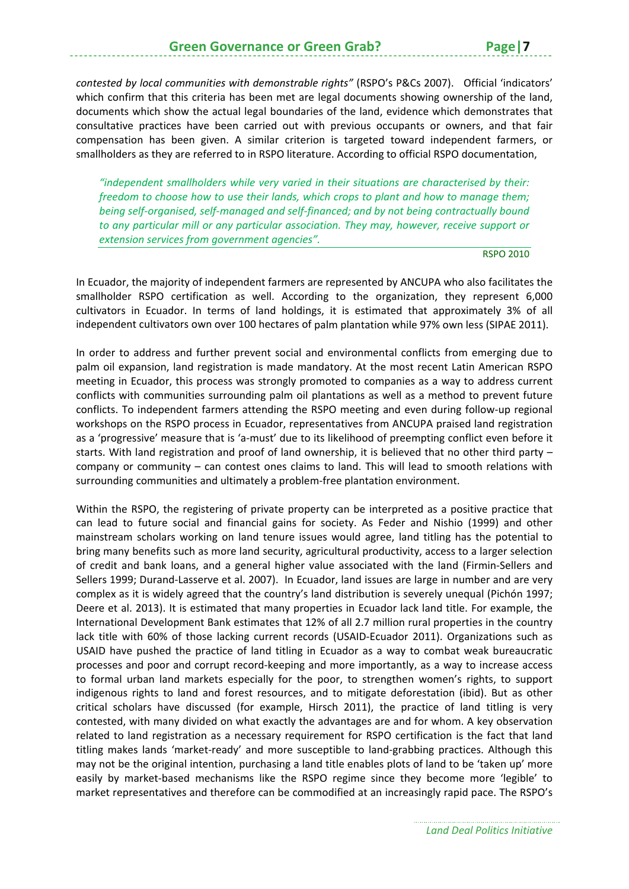*contested by local communities with demonstrable rights"* (RSPO's P&Cs 2007). Official 'indicators' which confirm that this criteria has been met are legal documents showing ownership of the land, documents which show the actual legal boundaries of the land, evidence which demonstrates that consultative practices have been carried out with previous occupants or owners, and that fair compensation has been given. A similar criterion is targeted toward independent farmers, or smallholders as they are referred to in RSPO literature. According to official RSPO documentation,

> *"independent smallholders while very varied in their situations are characterised by their: freedom to choose how to use their lands, which crops to plant and how to manage them; being self-organised, self-managed and self-financed; and by not being contractually bound to any particular mill or any particular association. They may, however, receive support or extension services from government agencies".*
>
> RSPO 2010

In Ecuador, the majority of independent farmers are represented by ANCUPA who also facilitates the smallholder RSPO certification as well. According to the organization, they represent 6,000 cultivators in Ecuador. In terms of land holdings, it is estimated that approximately 3% of all independent cultivators own over 100 hectares of palm plantation while 97% own less (SIPAE 2011).

In order to address and further prevent social and environmental conflicts from emerging due to palm oil expansion, land registration is made mandatory. At the most recent Latin American RSPO meeting in Ecuador, this process was strongly promoted to companies as a way to address current conflicts with communities surrounding palm oil plantations as well as a method to prevent future conflicts. To independent farmers attending the RSPO meeting and even during follow-up regional workshops on the RSPO process in Ecuador, representatives from ANCUPA praised land registration as a 'progressive' measure that is 'a-must' due to its likelihood of preempting conflict even before it starts. With land registration and proof of land ownership, it is believed that no other third party – company or community – can contest ones claims to land. This will lead to smooth relations with surrounding communities and ultimately a problem-free plantation environment.

Within the RSPO, the registering of private property can be interpreted as a positive practice that can lead to future social and financial gains for society. As Feder and Nishio (1999) and other mainstream scholars working on land tenure issues would agree, land titling has the potential to bring many benefits such as more land security, agricultural productivity, access to a larger selection of credit and bank loans, and a general higher value associated with the land (Firmin-Sellers and Sellers 1999; Durand-Lasserve et al. 2007). In Ecuador, land issues are large in number and are very complex as it is widely agreed that the country's land distribution is severely unequal (Pichón 1997; Deere et al. 2013). It is estimated that many properties in Ecuador lack land title. For example, the International Development Bank estimates that 12% of all 2.7 million rural properties in the country lack title with 60% of those lacking current records (USAID-Ecuador 2011). Organizations such as USAID have pushed the practice of land titling in Ecuador as a way to combat weak bureaucratic processes and poor and corrupt record-keeping and more importantly, as a way to increase access to formal urban land markets especially for the poor, to strengthen women's rights, to support indigenous rights to land and forest resources, and to mitigate deforestation (ibid). But as other critical scholars have discussed (for example, Hirsch 2011), the practice of land titling is very contested, with many divided on what exactly the advantages are and for whom. A key observation related to land registration as a necessary requirement for RSPO certification is the fact that land titling makes lands 'market-ready' and more susceptible to land-grabbing practices. Although this may not be the original intention, purchasing a land title enables plots of land to be 'taken up' more easily by market-based mechanisms like the RSPO regime since they become more 'legible' to market representatives and therefore can be commodified at an increasingly rapid pace. The RSPO's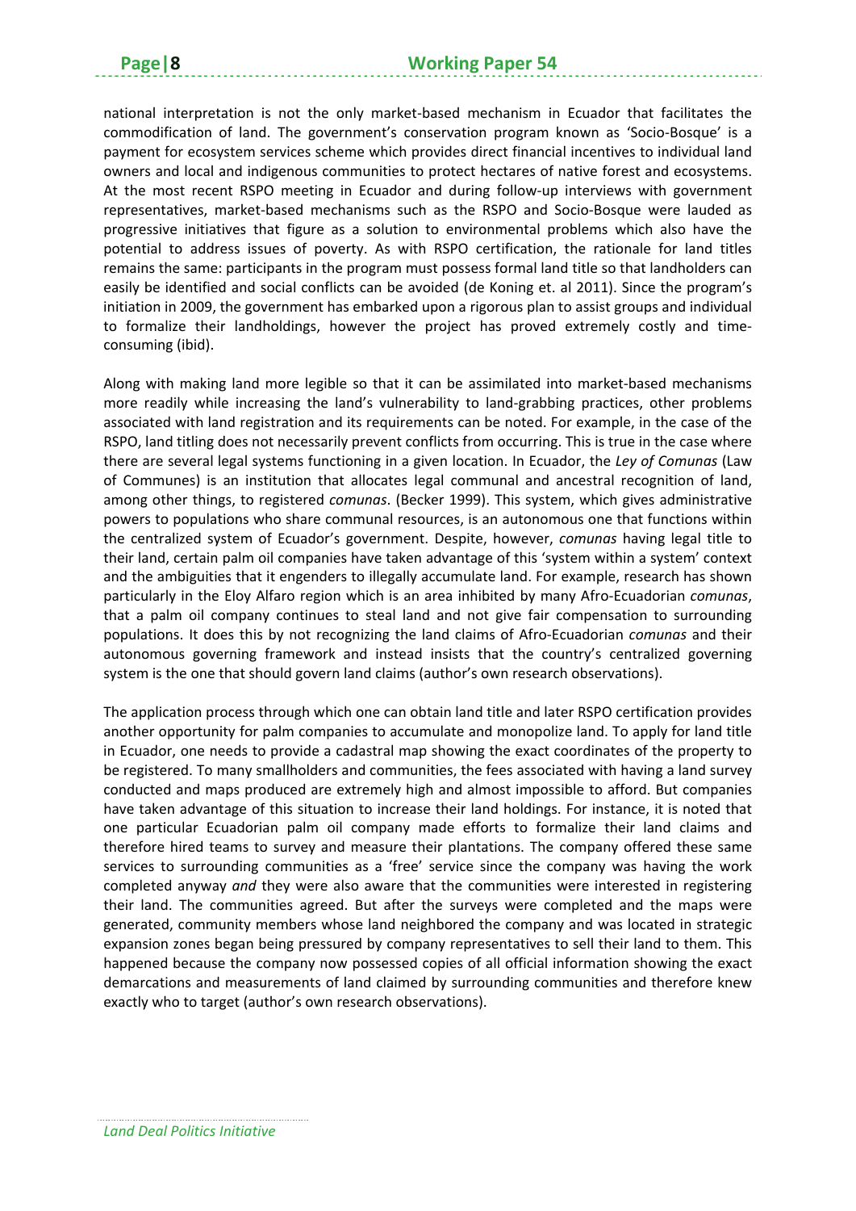national interpretation is not the only market-based mechanism in Ecuador that facilitates the commodification of land. The government's conservation program known as 'Socio-Bosque' is a payment for ecosystem services scheme which provides direct financial incentives to individual land owners and local and indigenous communities to protect hectares of native forest and ecosystems. At the most recent RSPO meeting in Ecuador and during follow-up interviews with government representatives, market-based mechanisms such as the RSPO and Socio-Bosque were lauded as progressive initiatives that figure as a solution to environmental problems which also have the potential to address issues of poverty. As with RSPO certification, the rationale for land titles remains the same: participants in the program must possess formal land title so that landholders can easily be identified and social conflicts can be avoided (de Koning et. al 2011). Since the program's initiation in 2009, the government has embarked upon a rigorous plan to assist groups and individual to formalize their landholdings, however the project has proved extremely costly and time-consuming (ibid).

Along with making land more legible so that it can be assimilated into market-based mechanisms more readily while increasing the land's vulnerability to land-grabbing practices, other problems associated with land registration and its requirements can be noted. For example, in the case of the RSPO, land titling does not necessarily prevent conflicts from occurring. This is true in the case where there are several legal systems functioning in a given location. In Ecuador, the *Ley of Comunas* (Law of Communes) is an institution that allocates legal communal and ancestral recognition of land, among other things, to registered *comunas*. (Becker 1999). This system, which gives administrative powers to populations who share communal resources, is an autonomous one that functions within the centralized system of Ecuador's government. Despite, however, *comunas* having legal title to their land, certain palm oil companies have taken advantage of this 'system within a system' context and the ambiguities that it engenders to illegally accumulate land. For example, research has shown particularly in the Eloy Alfaro region which is an area inhibited by many Afro-Ecuadorian *comunas*, that a palm oil company continues to steal land and not give fair compensation to surrounding populations. It does this by not recognizing the land claims of Afro-Ecuadorian *comunas* and their autonomous governing framework and instead insists that the country's centralized governing system is the one that should govern land claims (author's own research observations).

The application process through which one can obtain land title and later RSPO certification provides another opportunity for palm companies to accumulate and monopolize land. To apply for land title in Ecuador, one needs to provide a cadastral map showing the exact coordinates of the property to be registered. To many smallholders and communities, the fees associated with having a land survey conducted and maps produced are extremely high and almost impossible to afford. But companies have taken advantage of this situation to increase their land holdings. For instance, it is noted that one particular Ecuadorian palm oil company made efforts to formalize their land claims and therefore hired teams to survey and measure their plantations. The company offered these same services to surrounding communities as a 'free' service since the company was having the work completed anyway *and* they were also aware that the communities were interested in registering their land. The communities agreed. But after the surveys were completed and the maps were generated, community members whose land neighbored the company and was located in strategic expansion zones began being pressured by company representatives to sell their land to them. This happened because the company now possessed copies of all official information showing the exact demarcations and measurements of land claimed by surrounding communities and therefore knew exactly who to target (author's own research observations).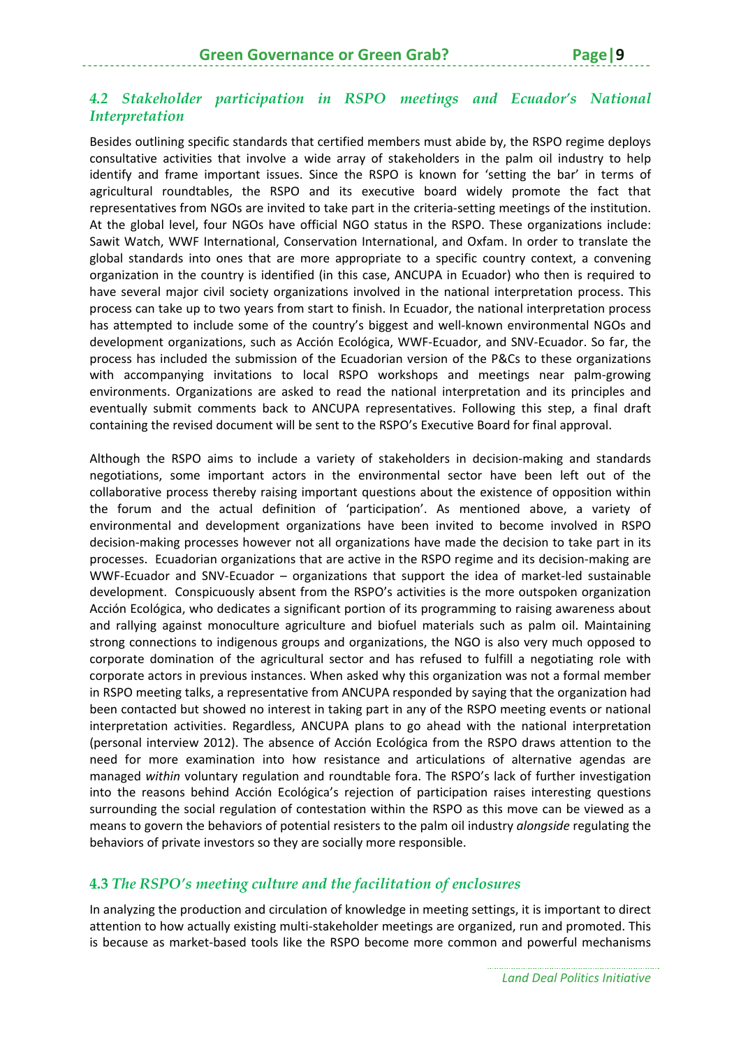### *4.2 Stakeholder participation in RSPO meetings and Ecuador's National Interpretation*

Besides outlining specific standards that certified members must abide by, the RSPO regime deploys consultative activities that involve a wide array of stakeholders in the palm oil industry to help identify and frame important issues. Since the RSPO is known for 'setting the bar' in terms of agricultural roundtables, the RSPO and its executive board widely promote the fact that representatives from NGOs are invited to take part in the criteria-setting meetings of the institution. At the global level, four NGOs have official NGO status in the RSPO. These organizations include: Sawit Watch, WWF International, Conservation International, and Oxfam. In order to translate the global standards into ones that are more appropriate to a specific country context, a convening organization in the country is identified (in this case, ANCUPA in Ecuador) who then is required to have several major civil society organizations involved in the national interpretation process. This process can take up to two years from start to finish. In Ecuador, the national interpretation process has attempted to include some of the country's biggest and well-known environmental NGOs and development organizations, such as Acción Ecológica, WWF-Ecuador, and SNV-Ecuador. So far, the process has included the submission of the Ecuadorian version of the P&Cs to these organizations with accompanying invitations to local RSPO workshops and meetings near palm-growing environments. Organizations are asked to read the national interpretation and its principles and eventually submit comments back to ANCUPA representatives. Following this step, a final draft containing the revised document will be sent to the RSPO's Executive Board for final approval.

Although the RSPO aims to include a variety of stakeholders in decision-making and standards negotiations, some important actors in the environmental sector have been left out of the collaborative process thereby raising important questions about the existence of opposition within the forum and the actual definition of 'participation'. As mentioned above, a variety of environmental and development organizations have been invited to become involved in RSPO decision-making processes however not all organizations have made the decision to take part in its processes. Ecuadorian organizations that are active in the RSPO regime and its decision-making are WWF-Ecuador and SNV-Ecuador – organizations that support the idea of market-led sustainable development. Conspicuously absent from the RSPO's activities is the more outspoken organization Acción Ecológica, who dedicates a significant portion of its programming to raising awareness about and rallying against monoculture agriculture and biofuel materials such as palm oil. Maintaining strong connections to indigenous groups and organizations, the NGO is also very much opposed to corporate domination of the agricultural sector and has refused to fulfill a negotiating role with corporate actors in previous instances. When asked why this organization was not a formal member in RSPO meeting talks, a representative from ANCUPA responded by saying that the organization had been contacted but showed no interest in taking part in any of the RSPO meeting events or national interpretation activities. Regardless, ANCUPA plans to go ahead with the national interpretation (personal interview 2012). The absence of Acción Ecológica from the RSPO draws attention to the need for more examination into how resistance and articulations of alternative agendas are managed *within* voluntary regulation and roundtable fora. The RSPO's lack of further investigation into the reasons behind Acción Ecológica's rejection of participation raises interesting questions surrounding the social regulation of contestation within the RSPO as this move can be viewed as a means to govern the behaviors of potential resisters to the palm oil industry *alongside* regulating the behaviors of private investors so they are socially more responsible.

### 4.3 *The RSPO's meeting culture and the facilitation of enclosures*

In analyzing the production and circulation of knowledge in meeting settings, it is important to direct attention to how actually existing multi-stakeholder meetings are organized, run and promoted. This is because as market-based tools like the RSPO become more common and powerful mechanisms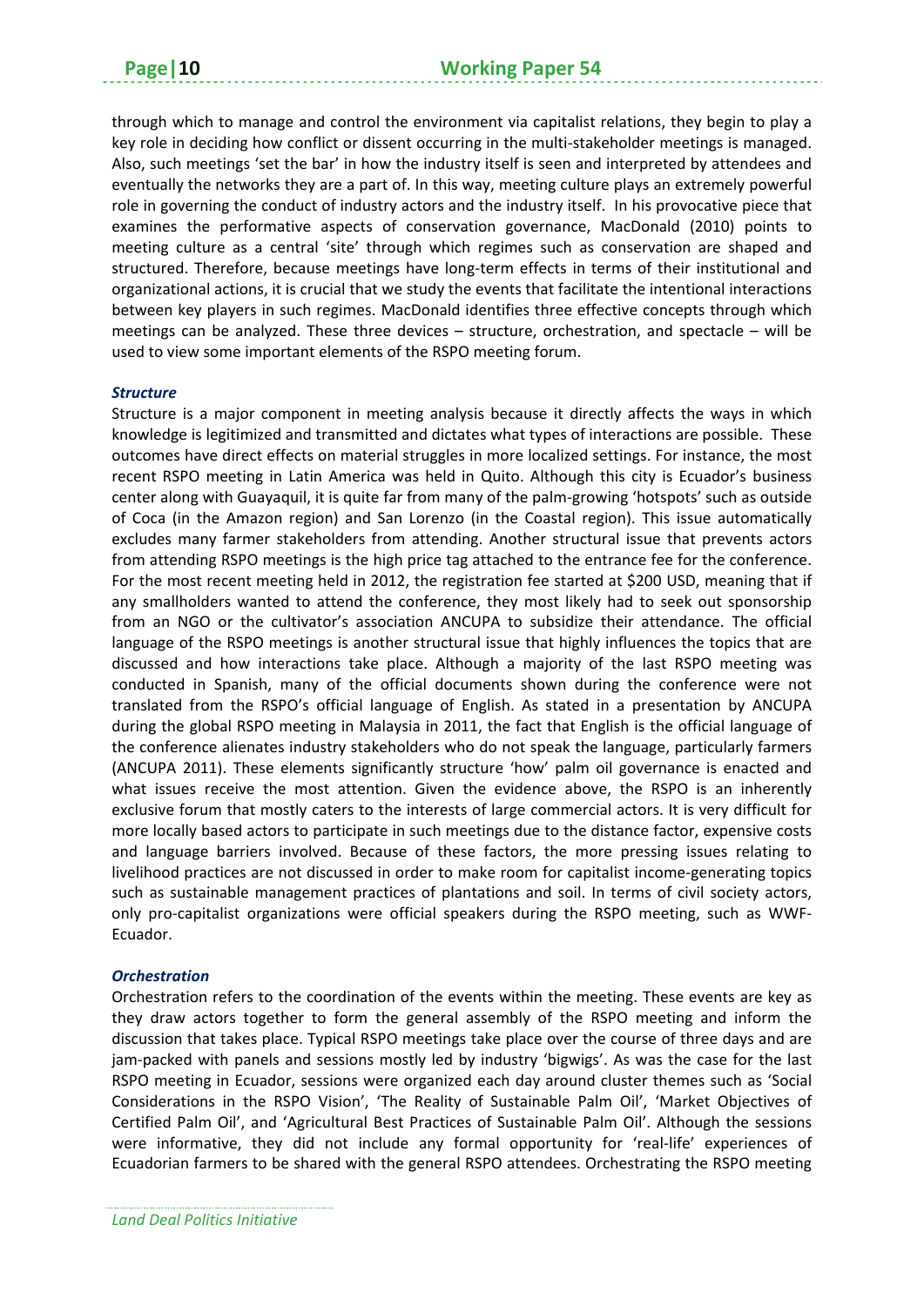through which to manage and control the environment via capitalist relations, they begin to play a key role in deciding how conflict or dissent occurring in the multi-stakeholder meetings is managed. Also, such meetings 'set the bar' in how the industry itself is seen and interpreted by attendees and eventually the networks they are a part of. In this way, meeting culture plays an extremely powerful role in governing the conduct of industry actors and the industry itself. In his provocative piece that examines the performative aspects of conservation governance, MacDonald (2010) points to meeting culture as a central 'site' through which regimes such as conservation are shaped and structured. Therefore, because meetings have long-term effects in terms of their institutional and organizational actions, it is crucial that we study the events that facilitate the intentional interactions between key players in such regimes. MacDonald identifies three effective concepts through which meetings can be analyzed. These three devices – structure, orchestration, and spectacle – will be used to view some important elements of the RSPO meeting forum.

### *Structure*

Structure is a major component in meeting analysis because it directly affects the ways in which knowledge is legitimized and transmitted and dictates what types of interactions are possible. These outcomes have direct effects on material struggles in more localized settings. For instance, the most recent RSPO meeting in Latin America was held in Quito. Although this city is Ecuador's business center along with Guayaquil, it is quite far from many of the palm-growing 'hotspots' such as outside of Coca (in the Amazon region) and San Lorenzo (in the Coastal region). This issue automatically excludes many farmer stakeholders from attending. Another structural issue that prevents actors from attending RSPO meetings is the high price tag attached to the entrance fee for the conference. For the most recent meeting held in 2012, the registration fee started at $200 USD, meaning that if any smallholders wanted to attend the conference, they most likely had to seek out sponsorship from an NGO or the cultivator's association ANCUPA to subsidize their attendance. The official language of the RSPO meetings is another structural issue that highly influences the topics that are discussed and how interactions take place. Although a majority of the last RSPO meeting was conducted in Spanish, many of the official documents shown during the conference were not translated from the RSPO's official language of English. As stated in a presentation by ANCUPA during the global RSPO meeting in Malaysia in 2011, the fact that English is the official language of the conference alienates industry stakeholders who do not speak the language, particularly farmers (ANCUPA 2011). These elements significantly structure 'how' palm oil governance is enacted and what issues receive the most attention. Given the evidence above, the RSPO is an inherently exclusive forum that mostly caters to the interests of large commercial actors. It is very difficult for more locally based actors to participate in such meetings due to the distance factor, expensive costs and language barriers involved. Because of these factors, the more pressing issues relating to livelihood practices are not discussed in order to make room for capitalist income-generating topics such as sustainable management practices of plantations and soil. In terms of civil society actors, only pro-capitalist organizations were official speakers during the RSPO meeting, such as WWF-Ecuador.

### *Orchestration*

Orchestration refers to the coordination of the events within the meeting. These events are key as they draw actors together to form the general assembly of the RSPO meeting and inform the discussion that takes place. Typical RSPO meetings take place over the course of three days and are jam-packed with panels and sessions mostly led by industry 'bigwigs'. As was the case for the last RSPO meeting in Ecuador, sessions were organized each day around cluster themes such as 'Social Considerations in the RSPO Vision', 'The Reality of Sustainable Palm Oil', 'Market Objectives of Certified Palm Oil', and 'Agricultural Best Practices of Sustainable Palm Oil'. Although the sessions were informative, they did not include any formal opportunity for 'real-life' experiences of Ecuadorian farmers to be shared with the general RSPO attendees. Orchestrating the RSPO meeting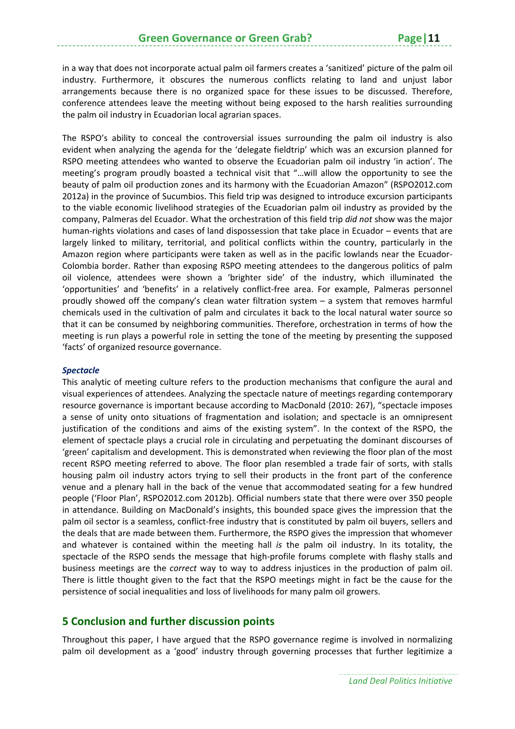in a way that does not incorporate actual palm oil farmers creates a 'sanitized' picture of the palm oil industry. Furthermore, it obscures the numerous conflicts relating to land and unjust labor arrangements because there is no organized space for these issues to be discussed. Therefore, conference attendees leave the meeting without being exposed to the harsh realities surrounding the palm oil industry in Ecuadorian local agrarian spaces.

The RSPO's ability to conceal the controversial issues surrounding the palm oil industry is also evident when analyzing the agenda for the 'delegate fieldtrip' which was an excursion planned for RSPO meeting attendees who wanted to observe the Ecuadorian palm oil industry 'in action'. The meeting's program proudly boasted a technical visit that "…will allow the opportunity to see the beauty of palm oil production zones and its harmony with the Ecuadorian Amazon" (RSPO2012.com 2012a) in the province of Sucumbios. This field trip was designed to introduce excursion participants to the viable economic livelihood strategies of the Ecuadorian palm oil industry as provided by the company, Palmeras del Ecuador. What the orchestration of this field trip *did not* show was the major human-rights violations and cases of land dispossession that take place in Ecuador – events that are largely linked to military, territorial, and political conflicts within the country, particularly in the Amazon region where participants were taken as well as in the pacific lowlands near the Ecuador-Colombia border. Rather than exposing RSPO meeting attendees to the dangerous politics of palm oil violence, attendees were shown a 'brighter side' of the industry, which illuminated the 'opportunities' and 'benefits' in a relatively conflict-free area. For example, Palmeras personnel proudly showed off the company's clean water filtration system – a system that removes harmful chemicals used in the cultivation of palm and circulates it back to the local natural water source so that it can be consumed by neighboring communities. Therefore, orchestration in terms of how the meeting is run plays a powerful role in setting the tone of the meeting by presenting the supposed 'facts' of organized resource governance.

### *Spectacle*

This analytic of meeting culture refers to the production mechanisms that configure the aural and visual experiences of attendees. Analyzing the spectacle nature of meetings regarding contemporary resource governance is important because according to MacDonald (2010: 267), "spectacle imposes a sense of unity onto situations of fragmentation and isolation; and spectacle is an omnipresent justification of the conditions and aims of the existing system". In the context of the RSPO, the element of spectacle plays a crucial role in circulating and perpetuating the dominant discourses of 'green' capitalism and development. This is demonstrated when reviewing the floor plan of the most recent RSPO meeting referred to above. The floor plan resembled a trade fair of sorts, with stalls housing palm oil industry actors trying to sell their products in the front part of the conference venue and a plenary hall in the back of the venue that accommodated seating for a few hundred people ('Floor Plan', RSPO2012.com 2012b). Official numbers state that there were over 350 people in attendance. Building on MacDonald's insights, this bounded space gives the impression that the palm oil sector is a seamless, conflict-free industry that is constituted by palm oil buyers, sellers and the deals that are made between them. Furthermore, the RSPO gives the impression that whomever and whatever is contained within the meeting hall *is* the palm oil industry. In its totality, the spectacle of the RSPO sends the message that high-profile forums complete with flashy stalls and business meetings are the *correct* way to way to address injustices in the production of palm oil. There is little thought given to the fact that the RSPO meetings might in fact be the cause for the persistence of social inequalities and loss of livelihoods for many palm oil growers.

## 5 Conclusion and further discussion points

Throughout this paper, I have argued that the RSPO governance regime is involved in normalizing palm oil development as a 'good' industry through governing processes that further legitimize a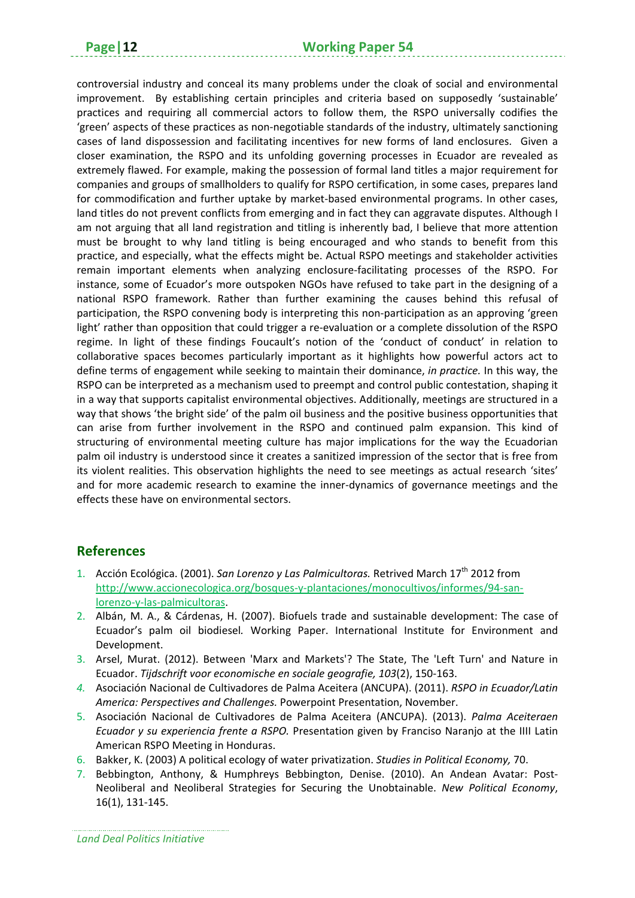controversial industry and conceal its many problems under the cloak of social and environmental improvement. By establishing certain principles and criteria based on supposedly 'sustainable' practices and requiring all commercial actors to follow them, the RSPO universally codifies the 'green' aspects of these practices as non-negotiable standards of the industry, ultimately sanctioning cases of land dispossession and facilitating incentives for new forms of land enclosures. Given a closer examination, the RSPO and its unfolding governing processes in Ecuador are revealed as extremely flawed. For example, making the possession of formal land titles a major requirement for companies and groups of smallholders to qualify for RSPO certification, in some cases, prepares land for commodification and further uptake by market-based environmental programs. In other cases, land titles do not prevent conflicts from emerging and in fact they can aggravate disputes. Although I am not arguing that all land registration and titling is inherently bad, I believe that more attention must be brought to why land titling is being encouraged and who stands to benefit from this practice, and especially, what the effects might be. Actual RSPO meetings and stakeholder activities remain important elements when analyzing enclosure-facilitating processes of the RSPO. For instance, some of Ecuador's more outspoken NGOs have refused to take part in the designing of a national RSPO framework. Rather than further examining the causes behind this refusal of participation, the RSPO convening body is interpreting this non-participation as an approving 'green light' rather than opposition that could trigger a re-evaluation or a complete dissolution of the RSPO regime. In light of these findings Foucault's notion of the 'conduct of conduct' in relation to collaborative spaces becomes particularly important as it highlights how powerful actors act to define terms of engagement while seeking to maintain their dominance, *in practice.* In this way, the RSPO can be interpreted as a mechanism used to preempt and control public contestation, shaping it in a way that supports capitalist environmental objectives. Additionally, meetings are structured in a way that shows 'the bright side' of the palm oil business and the positive business opportunities that can arise from further involvement in the RSPO and continued palm expansion. This kind of structuring of environmental meeting culture has major implications for the way the Ecuadorian palm oil industry is understood since it creates a sanitized impression of the sector that is free from its violent realities. This observation highlights the need to see meetings as actual research 'sites' and for more academic research to examine the inner-dynamics of governance meetings and the effects these have on environmental sectors.

## References

1. Acción Ecológica. (2001). *San Lorenzo y Las Palmicultoras.* Retrived March 17th 2012 from http://www.accionecologica.org/bosques-y-plantaciones/monocultivos/informes/94-san-lorenzo-y-las-palmicultoras.
2. Albán, M. A., & Cárdenas, H. (2007). Biofuels trade and sustainable development: The case of Ecuador's palm oil biodiesel*.* Working Paper. International Institute for Environment and Development.
3. Arsel, Murat. (2012). Between 'Marx and Markets'? The State, The 'Left Turn' and Nature in Ecuador. *Tijdschrift voor economische en sociale geografie, 103*(2), 150-163.
4. Asociación Nacional de Cultivadores de Palma Aceitera (ANCUPA). (2011). *RSPO in Ecuador/Latin America: Perspectives and Challenges.* Powerpoint Presentation, November.
5. Asociación Nacional de Cultivadores de Palma Aceitera (ANCUPA). (2013). *Palma Aceiteraen Ecuador y su experiencia frente a RSPO.* Presentation given by Franciso Naranjo at the IIII Latin American RSPO Meeting in Honduras.
6. Bakker, K. (2003) A political ecology of water privatization. *Studies in Political Economy,* 70.
7. Bebbington, Anthony, & Humphreys Bebbington, Denise. (2010). An Andean Avatar: Post-Neoliberal and Neoliberal Strategies for Securing the Unobtainable. *New Political Economy*, 16(1), 131-145.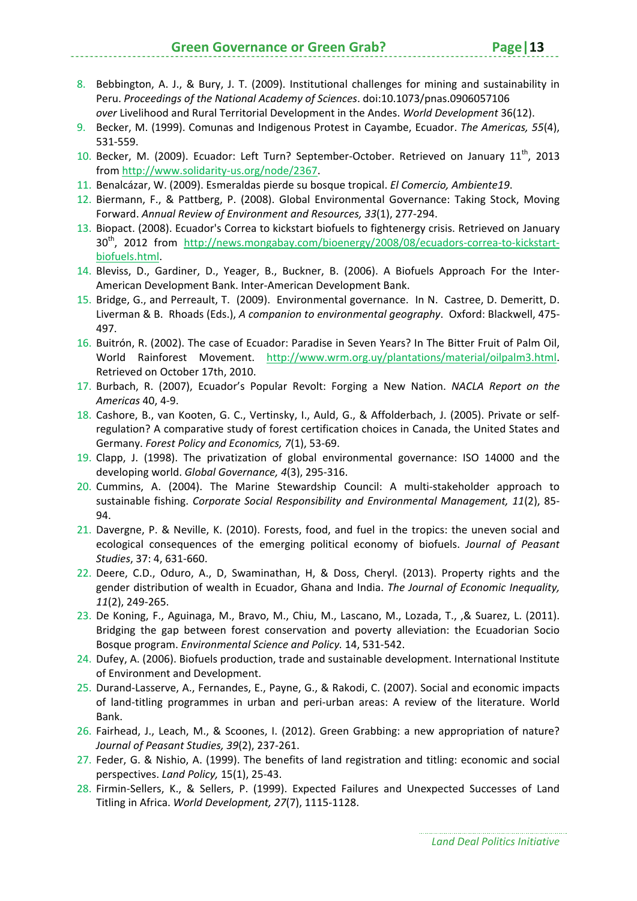8. Bebbington, A. J., & Bury, J. T. (2009). Institutional challenges for mining and sustainability in Peru. *Proceedings of the National Academy of Sciences*. doi:10.1073/pnas.0906057106 *over* Livelihood and Rural Territorial Development in the Andes. *World Development* 36(12).
9. Becker, M. (1999). Comunas and Indigenous Protest in Cayambe, Ecuador. *The Americas, 55*(4), 531-559.
10. Becker, M. (2009). Ecuador: Left Turn? September-October. Retrieved on January 11th, 2013 from http://www.solidarity-us.org/node/2367.
11. Benalcázar, W. (2009). Esmeraldas pierde su bosque tropical. *El Comercio, Ambiente19*.
12. Biermann, F., & Pattberg, P. (2008). Global Environmental Governance: Taking Stock, Moving Forward. *Annual Review of Environment and Resources, 33*(1), 277-294.
13. Biopact. (2008). Ecuador's Correa to kickstart biofuels to fightenergy crisis. Retrieved on January 30th, 2012 from http://news.mongabay.com/bioenergy/2008/08/ecuadors-correa-to-kickstart-biofuels.html.
14. Bleviss, D., Gardiner, D., Yeager, B., Buckner, B. (2006). A Biofuels Approach For the Inter-American Development Bank. Inter-American Development Bank.
15. Bridge, G., and Perreault, T. (2009). Environmental governance. In N. Castree, D. Demeritt, D. Liverman & B. Rhoads (Eds.), *A companion to environmental geography*. Oxford: Blackwell, 475-497.
16. Buitrón, R. (2002). The case of Ecuador: Paradise in Seven Years? In The Bitter Fruit of Palm Oil, World Rainforest Movement. http://www.wrm.org.uy/plantations/material/oilpalm3.html. Retrieved on October 17th, 2010.
17. Burbach, R. (2007), Ecuador's Popular Revolt: Forging a New Nation. *NACLA Report on the Americas* 40, 4-9.
18. Cashore, B., van Kooten, G. C., Vertinsky, I., Auld, G., & Affolderbach, J. (2005). Private or self-regulation? A comparative study of forest certification choices in Canada, the United States and Germany. *Forest Policy and Economics, 7*(1), 53-69.
19. Clapp, J. (1998). The privatization of global environmental governance: ISO 14000 and the developing world. *Global Governance, 4*(3), 295-316.
20. Cummins, A. (2004). The Marine Stewardship Council: A multi-stakeholder approach to sustainable fishing. *Corporate Social Responsibility and Environmental Management, 11*(2), 85-94.
21. Davergne, P. & Neville, K. (2010). Forests, food, and fuel in the tropics: the uneven social and ecological consequences of the emerging political economy of biofuels. *Journal of Peasant Studies*, 37: 4, 631-660.
22. Deere, C.D., Oduro, A., D, Swaminathan, H, & Doss, Cheryl. (2013). Property rights and the gender distribution of wealth in Ecuador, Ghana and India. *The Journal of Economic Inequality, 11*(2), 249-265.
23. De Koning, F., Aguinaga, M., Bravo, M., Chiu, M., Lascano, M., Lozada, T., ,& Suarez, L. (2011). Bridging the gap between forest conservation and poverty alleviation: the Ecuadorian Socio Bosque program. *Environmental Science and Policy.* 14, 531-542.
24. Dufey, A. (2006). Biofuels production, trade and sustainable development. International Institute of Environment and Development.
25. Durand-Lasserve, A., Fernandes, E., Payne, G., & Rakodi, C. (2007). Social and economic impacts of land-titling programmes in urban and peri-urban areas: A review of the literature. World Bank.
26. Fairhead, J., Leach, M., & Scoones, I. (2012). Green Grabbing: a new appropriation of nature? *Journal of Peasant Studies, 39*(2), 237-261.
27. Feder, G. & Nishio, A. (1999). The benefits of land registration and titling: economic and social perspectives. *Land Policy,* 15(1), 25-43.
28. Firmin-Sellers, K., & Sellers, P. (1999). Expected Failures and Unexpected Successes of Land Titling in Africa. *World Development, 27*(7), 1115-1128.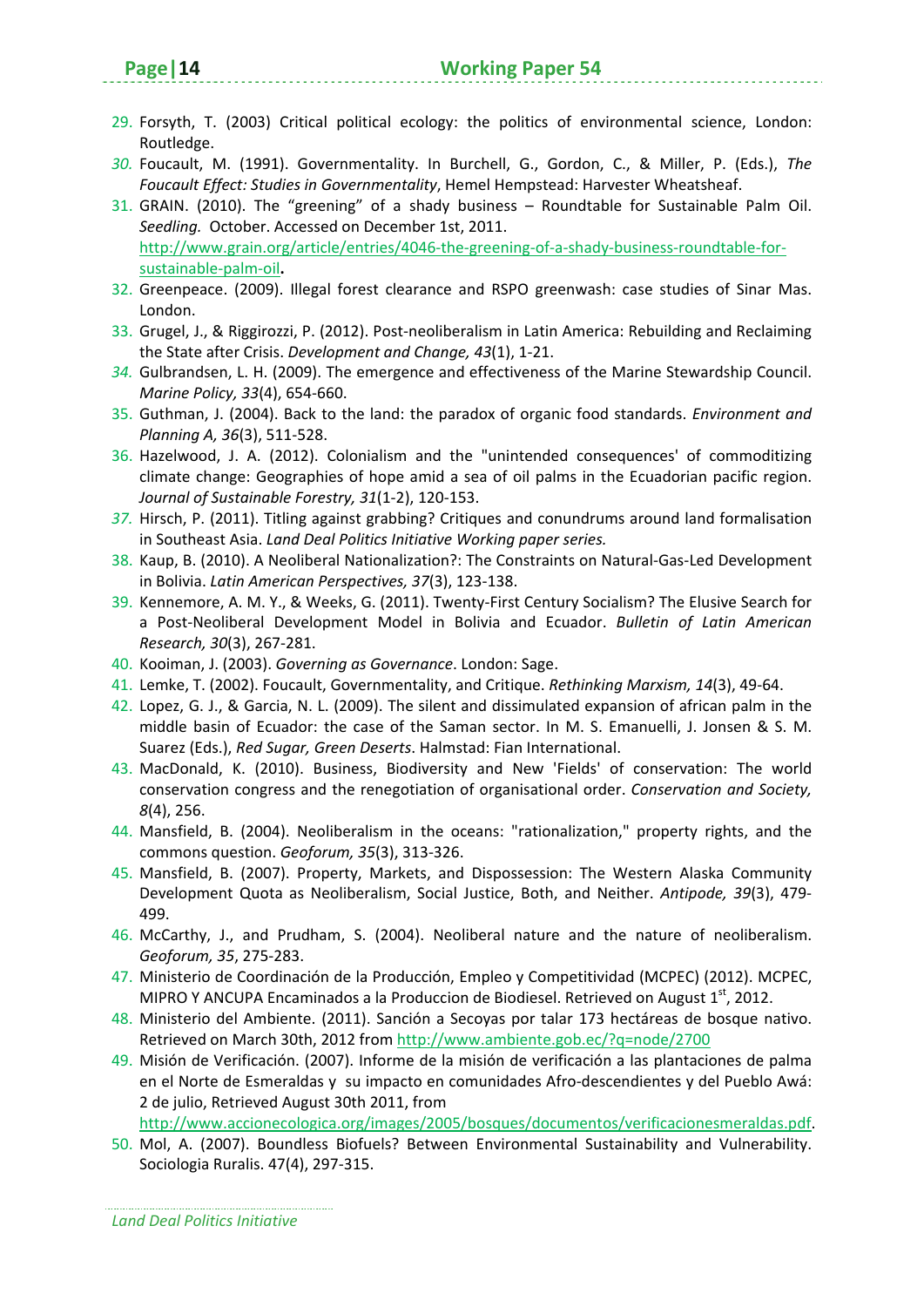29. Forsyth, T. (2003) Critical political ecology: the politics of environmental science, London: Routledge.
30. Foucault, M. (1991). Governmentality. In Burchell, G., Gordon, C., & Miller, P. (Eds.), *The Foucault Effect: Studies in Governmentality*, Hemel Hempstead: Harvester Wheatsheaf.
31. GRAIN. (2010). The "greening" of a shady business – Roundtable for Sustainable Palm Oil. *Seedling.* October. Accessed on December 1st, 2011. http://www.grain.org/article/entries/4046-the-greening-of-a-shady-business-roundtable-for-sustainable-palm-oil.
32. Greenpeace. (2009). Illegal forest clearance and RSPO greenwash: case studies of Sinar Mas. London.
33. Grugel, J., & Riggirozzi, P. (2012). Post-neoliberalism in Latin America: Rebuilding and Reclaiming the State after Crisis. *Development and Change, 43*(1), 1-21.
34. Gulbrandsen, L. H. (2009). The emergence and effectiveness of the Marine Stewardship Council. *Marine Policy, 33*(4), 654-660.
35. Guthman, J. (2004). Back to the land: the paradox of organic food standards. *Environment and Planning A, 36*(3), 511-528.
36. Hazelwood, J. A. (2012). Colonialism and the "unintended consequences' of commoditizing climate change: Geographies of hope amid a sea of oil palms in the Ecuadorian pacific region. *Journal of Sustainable Forestry, 31*(1-2), 120-153.
37. Hirsch, P. (2011). Titling against grabbing? Critiques and conundrums around land formalisation in Southeast Asia. *Land Deal Politics Initiative Working paper series.*
38. Kaup, B. (2010). A Neoliberal Nationalization?: The Constraints on Natural-Gas-Led Development in Bolivia. *Latin American Perspectives, 37*(3), 123-138.
39. Kennemore, A. M. Y., & Weeks, G. (2011). Twenty-First Century Socialism? The Elusive Search for a Post-Neoliberal Development Model in Bolivia and Ecuador. *Bulletin of Latin American Research, 30*(3), 267-281.
40. Kooiman, J. (2003). *Governing as Governance*. London: Sage.
41. Lemke, T. (2002). Foucault, Governmentality, and Critique. *Rethinking Marxism, 14*(3), 49-64.
42. Lopez, G. J., & Garcia, N. L. (2009). The silent and dissimulated expansion of african palm in the middle basin of Ecuador: the case of the Saman sector. In M. S. Emanuelli, J. Jonsen & S. M. Suarez (Eds.), *Red Sugar, Green Deserts*. Halmstad: Fian International.
43. MacDonald, K. (2010). Business, Biodiversity and New 'Fields' of conservation: The world conservation congress and the renegotiation of organisational order. *Conservation and Society, 8*(4), 256.
44. Mansfield, B. (2004). Neoliberalism in the oceans: "rationalization," property rights, and the commons question. *Geoforum, 35*(3), 313-326.
45. Mansfield, B. (2007). Property, Markets, and Dispossession: The Western Alaska Community Development Quota as Neoliberalism, Social Justice, Both, and Neither. *Antipode, 39*(3), 479-499.
46. McCarthy, J., and Prudham, S. (2004). Neoliberal nature and the nature of neoliberalism. *Geoforum, 35*, 275-283.
47. Ministerio de Coordinación de la Producción, Empleo y Competitividad (MCPEC) (2012). MCPEC, MIPRO Y ANCUPA Encaminados a la Produccion de Biodiesel. Retrieved on August 1st, 2012.
48. Ministerio del Ambiente. (2011). Sanción a Secoyas por talar 173 hectáreas de bosque nativo. Retrieved on March 30th, 2012 from http://www.ambiente.gob.ec/?q=node/2700
49. Misión de Verificación. (2007). Informe de la misión de verificación a las plantaciones de palma en el Norte de Esmeraldas y su impacto en comunidades Afro-descendientes y del Pueblo Awá: 2 de julio, Retrieved August 30th 2011, from http://www.accionecologica.org/images/2005/bosques/documentos/verificacionesmeraldas.pdf.
50. Mol, A. (2007). Boundless Biofuels? Between Environmental Sustainability and Vulnerability. Sociologia Ruralis. 47(4), 297-315.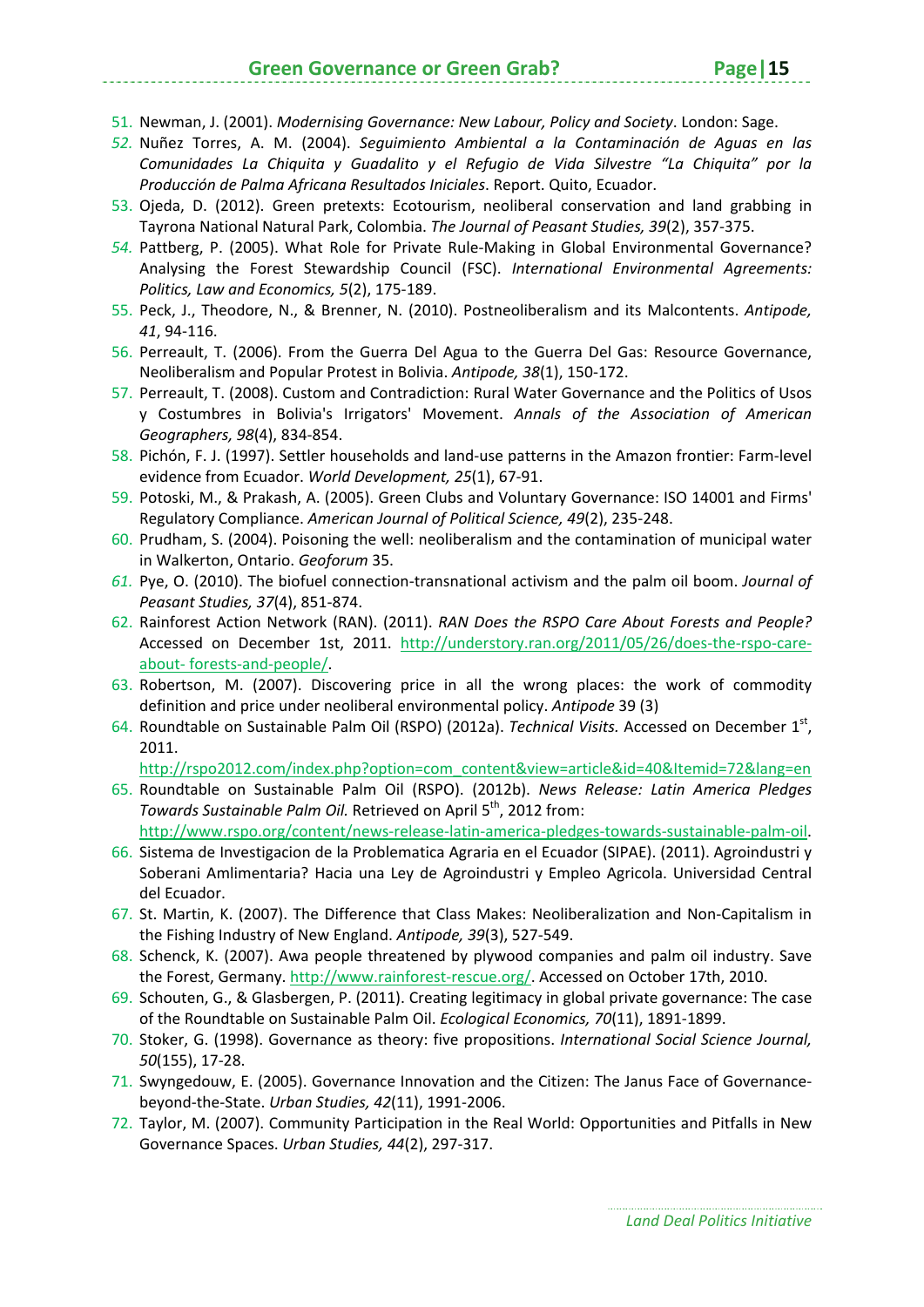51. Newman, J. (2001). *Modernising Governance: New Labour, Policy and Society*. London: Sage.
52. Nuñez Torres, A. M. (2004). *Seguimiento Ambiental a la Contaminación de Aguas en las Comunidades La Chiquita y Guadalito y el Refugio de Vida Silvestre "La Chiquita" por la Producción de Palma Africana Resultados Iniciales*. Report. Quito, Ecuador.
53. Ojeda, D. (2012). Green pretexts: Ecotourism, neoliberal conservation and land grabbing in Tayrona National Natural Park, Colombia. *The Journal of Peasant Studies, 39*(2), 357-375.
54. Pattberg, P. (2005). What Role for Private Rule-Making in Global Environmental Governance? Analysing the Forest Stewardship Council (FSC). *International Environmental Agreements: Politics, Law and Economics, 5*(2), 175-189.
55. Peck, J., Theodore, N., & Brenner, N. (2010). Postneoliberalism and its Malcontents. *Antipode, 41*, 94-116.
56. Perreault, T. (2006). From the Guerra Del Agua to the Guerra Del Gas: Resource Governance, Neoliberalism and Popular Protest in Bolivia. *Antipode, 38*(1), 150-172.
57. Perreault, T. (2008). Custom and Contradiction: Rural Water Governance and the Politics of Usos y Costumbres in Bolivia's Irrigators' Movement. *Annals of the Association of American Geographers, 98*(4), 834-854.
58. Pichón, F. J. (1997). Settler households and land-use patterns in the Amazon frontier: Farm-level evidence from Ecuador. *World Development, 25*(1), 67-91.
59. Potoski, M., & Prakash, A. (2005). Green Clubs and Voluntary Governance: ISO 14001 and Firms' Regulatory Compliance. *American Journal of Political Science, 49*(2), 235-248.
60. Prudham, S. (2004). Poisoning the well: neoliberalism and the contamination of municipal water in Walkerton, Ontario. *Geoforum* 35.
61. Pye, O. (2010). The biofuel connection-transnational activism and the palm oil boom. *Journal of Peasant Studies, 37*(4), 851-874.
62. Rainforest Action Network (RAN). (2011). *RAN Does the RSPO Care About Forests and People?* Accessed on December 1st, 2011. http://understory.ran.org/2011/05/26/does-the-rspo-care-about- forests-and-people/.
63. Robertson, M. (2007). Discovering price in all the wrong places: the work of commodity definition and price under neoliberal environmental policy. *Antipode* 39 (3)
64. Roundtable on Sustainable Palm Oil (RSPO) (2012a). *Technical Visits.* Accessed on December 1st, 2011. http://rspo2012.com/index.php?option=com_content&view=article&id=40&Itemid=72&lang=en
65. Roundtable on Sustainable Palm Oil (RSPO). (2012b). *News Release: Latin America Pledges Towards Sustainable Palm Oil.* Retrieved on April 5th, 2012 from: http://www.rspo.org/content/news-release-latin-america-pledges-towards-sustainable-palm-oil.
66. Sistema de Investigacion de la Problematica Agraria en el Ecuador (SIPAE). (2011). Agroindustri y Soberani Amlimentaria? Hacia una Ley de Agroindustri y Empleo Agricola. Universidad Central del Ecuador.
67. St. Martin, K. (2007). The Difference that Class Makes: Neoliberalization and Non-Capitalism in the Fishing Industry of New England. *Antipode, 39*(3), 527-549.
68. Schenck, K. (2007). Awa people threatened by plywood companies and palm oil industry. Save the Forest, Germany. http://www.rainforest-rescue.org/. Accessed on October 17th, 2010.
69. Schouten, G., & Glasbergen, P. (2011). Creating legitimacy in global private governance: The case of the Roundtable on Sustainable Palm Oil. *Ecological Economics, 70*(11), 1891-1899.
70. Stoker, G. (1998). Governance as theory: five propositions. *International Social Science Journal, 50*(155), 17-28.
71. Swyngedouw, E. (2005). Governance Innovation and the Citizen: The Janus Face of Governance-beyond-the-State. *Urban Studies, 42*(11), 1991-2006.
72. Taylor, M. (2007). Community Participation in the Real World: Opportunities and Pitfalls in New Governance Spaces. *Urban Studies, 44*(2), 297-317.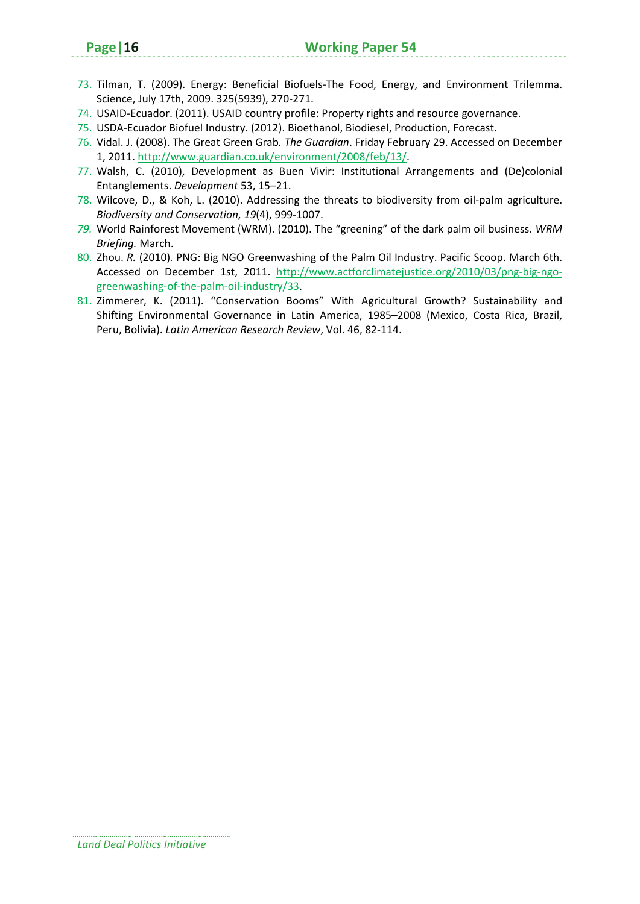73. Tilman, T. (2009). Energy: Beneficial Biofuels-The Food, Energy, and Environment Trilemma. Science, July 17th, 2009. 325(5939), 270-271.
74. USAID-Ecuador. (2011). USAID country profile: Property rights and resource governance.
75. USDA-Ecuador Biofuel Industry. (2012). Bioethanol, Biodiesel, Production, Forecast.
76. Vidal. J. (2008). The Great Green Grab. *The Guardian*. Friday February 29. Accessed on December 1, 2011. http://www.guardian.co.uk/environment/2008/feb/13/.
77. Walsh, C. (2010), Development as Buen Vivir: Institutional Arrangements and (De)colonial Entanglements. *Development* 53, 15–21.
78. Wilcove, D., & Koh, L. (2010). Addressing the threats to biodiversity from oil-palm agriculture. *Biodiversity and Conservation, 19*(4), 999-1007.
79. World Rainforest Movement (WRM). (2010). The "greening" of the dark palm oil business. *WRM Briefing.* March.
80. Zhou. *R.* (2010). PNG: Big NGO Greenwashing of the Palm Oil Industry. Pacific Scoop. March 6th. Accessed on December 1st, 2011. http://www.actforclimatejustice.org/2010/03/png-big-ngo-greenwashing-of-the-palm-oil-industry/33.
81. Zimmerer, K. (2011). "Conservation Booms" With Agricultural Growth? Sustainability and Shifting Environmental Governance in Latin America, 1985–2008 (Mexico, Costa Rica, Brazil, Peru, Bolivia). *Latin American Research Review*, Vol. 46, 82-114.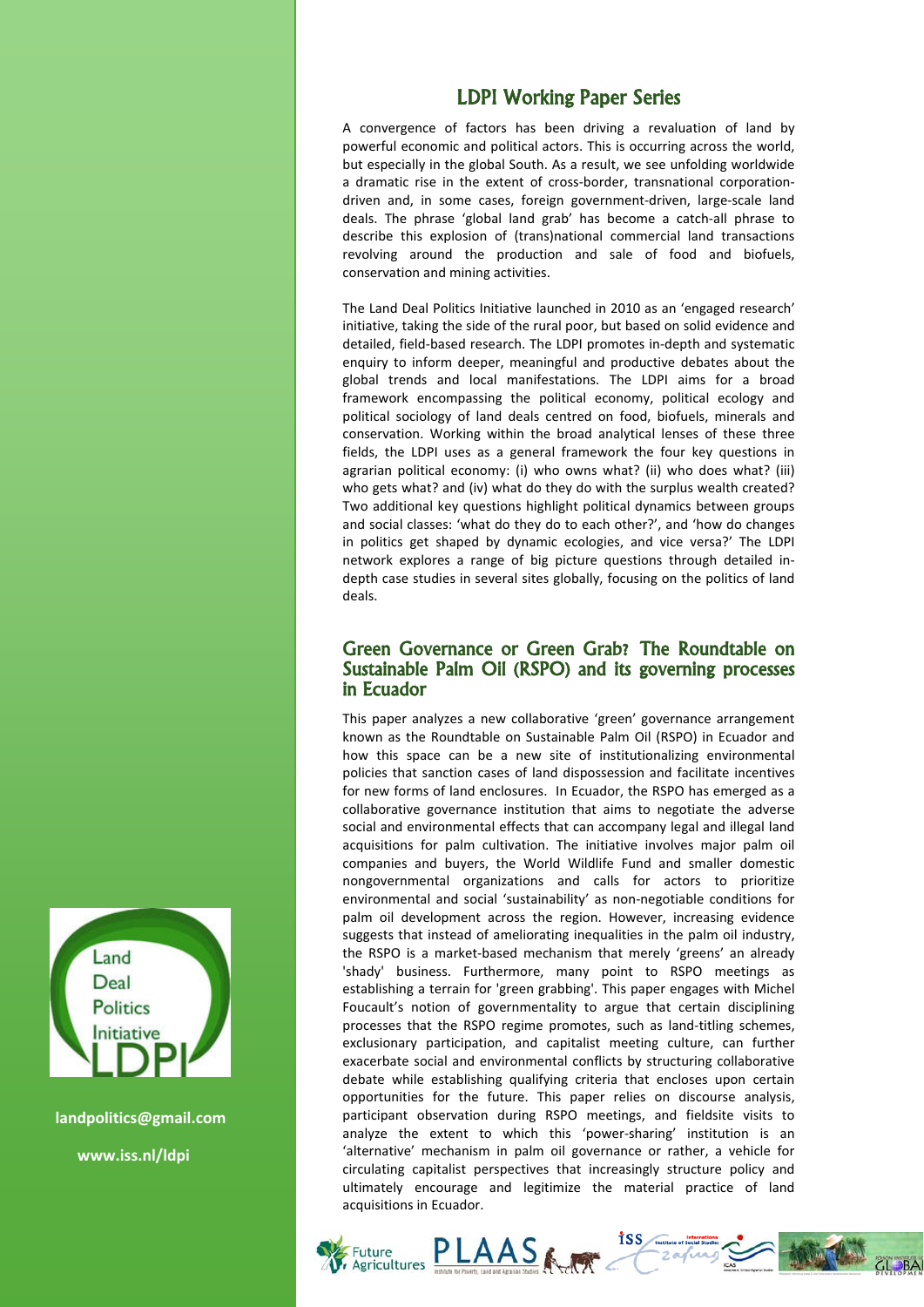## LDPI Working Paper Series

A convergence of factors has been driving a revaluation of land by powerful economic and political actors. This is occurring across the world, but especially in the global South. As a result, we see unfolding worldwide a dramatic rise in the extent of cross-border, transnational corporation-driven and, in some cases, foreign government-driven, large-scale land deals. The phrase 'global land grab' has become a catch-all phrase to describe this explosion of (trans)national commercial land transactions revolving around the production and sale of food and biofuels, conservation and mining activities.

The Land Deal Politics Initiative launched in 2010 as an 'engaged research' initiative, taking the side of the rural poor, but based on solid evidence and detailed, field-based research. The LDPI promotes in-depth and systematic enquiry to inform deeper, meaningful and productive debates about the global trends and local manifestations. The LDPI aims for a broad framework encompassing the political economy, political ecology and political sociology of land deals centred on food, biofuels, minerals and conservation. Working within the broad analytical lenses of these three fields, the LDPI uses as a general framework the four key questions in agrarian political economy: (i) who owns what? (ii) who does what? (iii) who gets what? and (iv) what do they do with the surplus wealth created? Two additional key questions highlight political dynamics between groups and social classes: 'what do they do to each other?', and 'how do changes in politics get shaped by dynamic ecologies, and vice versa?' The LDPI network explores a range of big picture questions through detailed in-depth case studies in several sites globally, focusing on the politics of land deals.

### Green Governance or Green Grab? The Roundtable on Sustainable Palm Oil (RSPO) and its governing processes in Ecuador

This paper analyzes a new collaborative 'green' governance arrangement known as the Roundtable on Sustainable Palm Oil (RSPO) in Ecuador and how this space can be a new site of institutionalizing environmental policies that sanction cases of land dispossession and facilitate incentives for new forms of land enclosures. In Ecuador, the RSPO has emerged as a collaborative governance institution that aims to negotiate the adverse social and environmental effects that can accompany legal and illegal land acquisitions for palm cultivation. The initiative involves major palm oil companies and buyers, the World Wildlife Fund and smaller domestic nongovernmental organizations and calls for actors to prioritize environmental and social 'sustainability' as non-negotiable conditions for palm oil development across the region. However, increasing evidence suggests that instead of ameliorating inequalities in the palm oil industry, the RSPO is a market-based mechanism that merely 'greens' an already 'shady' business. Furthermore, many point to RSPO meetings as establishing a terrain for 'green grabbing'. This paper engages with Michel Foucault's notion of governmentality to argue that certain disciplining processes that the RSPO regime promotes, such as land-titling schemes, exclusionary participation, and capitalist meeting culture, can further exacerbate social and environmental conflicts by structuring collaborative debate while establishing qualifying criteria that encloses upon certain opportunities for the future. This paper relies on discourse analysis, participant observation during RSPO meetings, and fieldsite visits to analyze the extent to which this 'power-sharing' institution is an 'alternative' mechanism in palm oil governance or rather, a vehicle for circulating capitalist perspectives that increasingly structure policy and ultimately encourage and legitimize the material practice of land acquisitions in Ecuador.

Land Deal Politics Initiative LDPI

**landpolitics@gmail.com**

**www.iss.nl/ldpi**